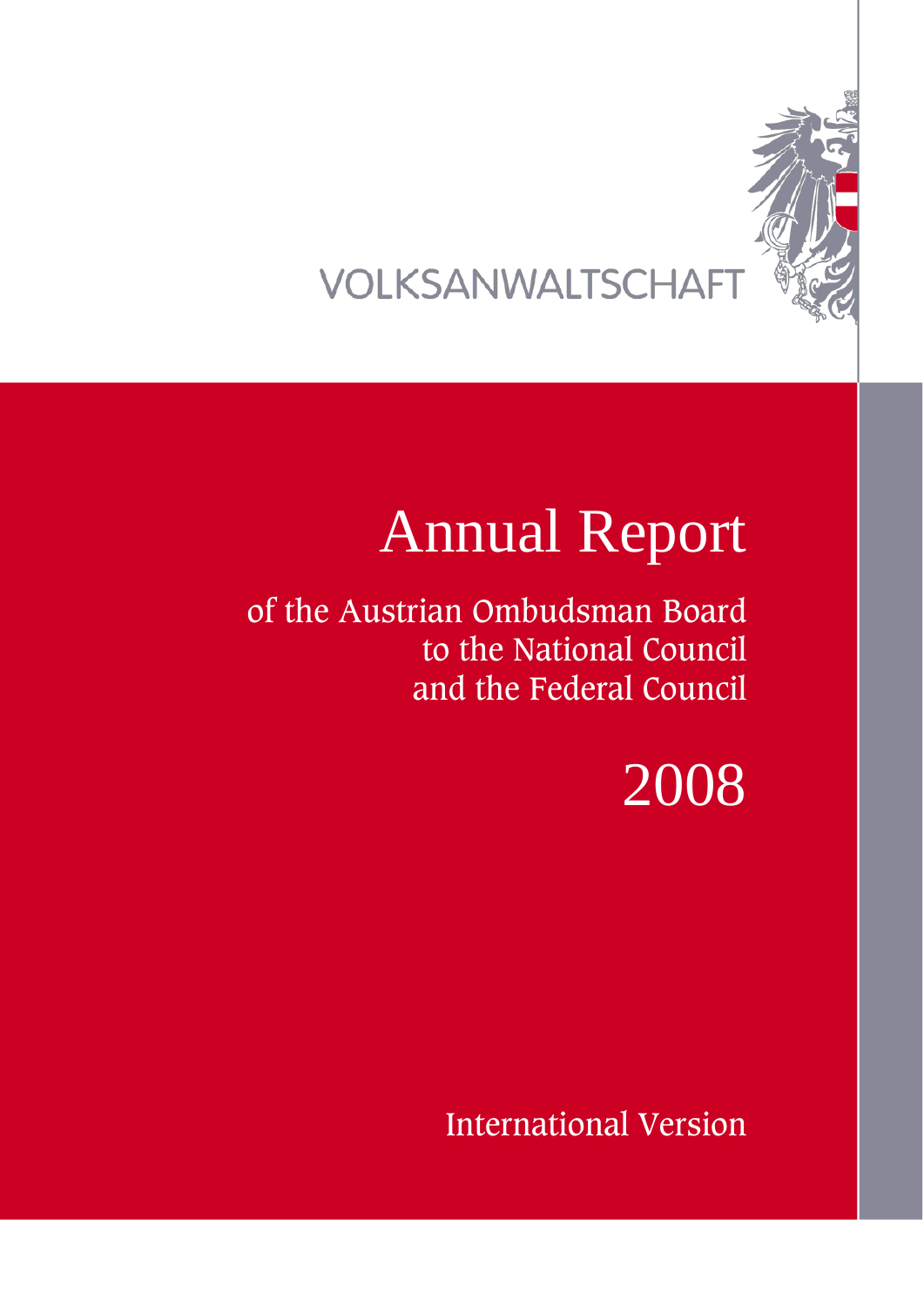VOLKSANWALTSCHAFT

# Annual Report

of the Austrian Ombudsman Board
to the National Council
and the Federal Council

2008

International Version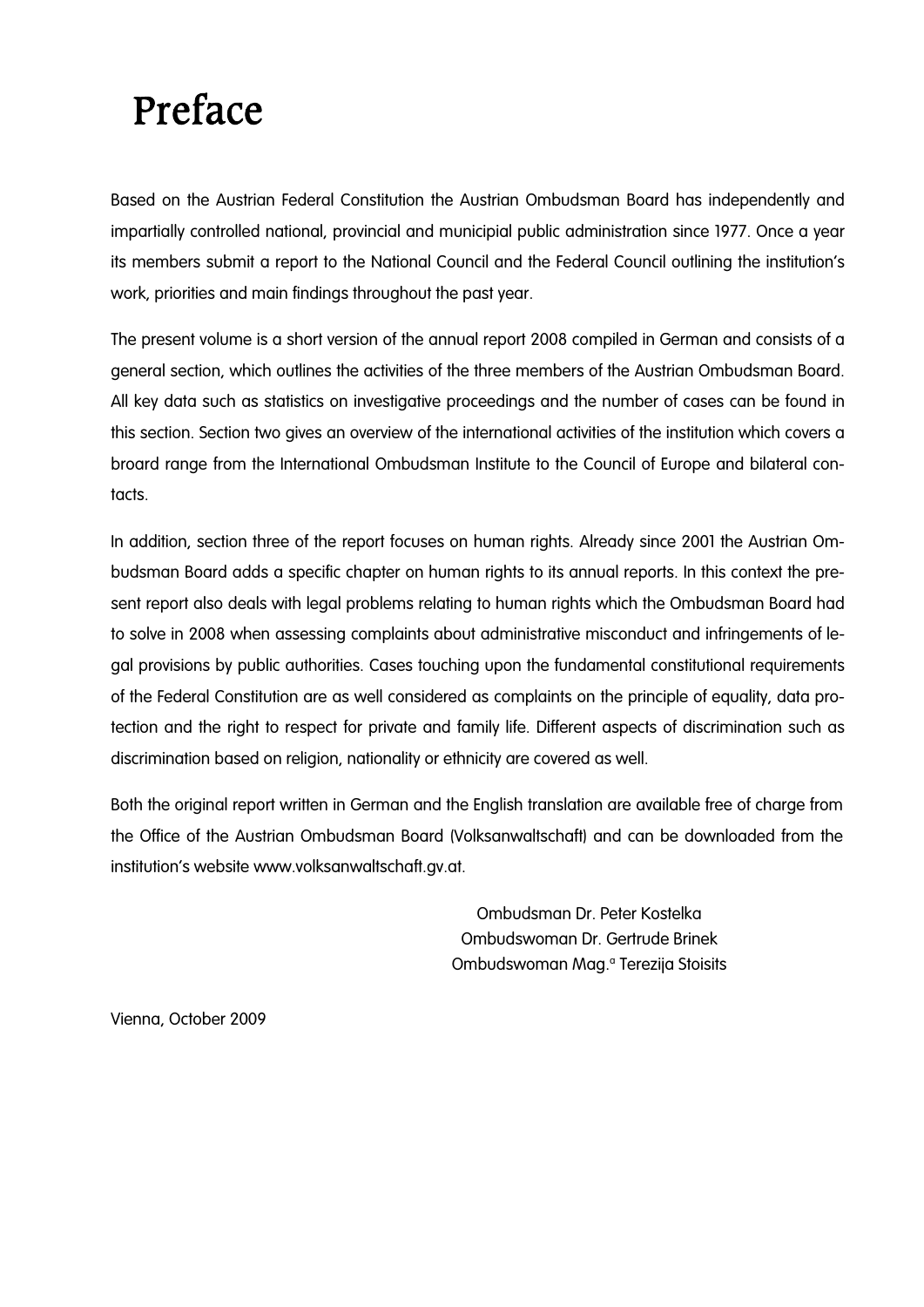# Preface

Based on the Austrian Federal Constitution the Austrian Ombudsman Board has independently and impartially controlled national, provincial and municipial public administration since 1977. Once a year its members submit a report to the National Council and the Federal Council outlining the institution's work, priorities and main findings throughout the past year.

The present volume is a short version of the annual report 2008 compiled in German and consists of a general section, which outlines the activities of the three members of the Austrian Ombudsman Board. All key data such as statistics on investigative proceedings and the number of cases can be found in this section. Section two gives an overview of the international activities of the institution which covers a broard range from the International Ombudsman Institute to the Council of Europe and bilateral contacts.

In addition, section three of the report focuses on human rights. Already since 2001 the Austrian Ombudsman Board adds a specific chapter on human rights to its annual reports. In this context the present report also deals with legal problems relating to human rights which the Ombudsman Board had to solve in 2008 when assessing complaints about administrative misconduct and infringements of legal provisions by public authorities. Cases touching upon the fundamental constitutional requirements of the Federal Constitution are as well considered as complaints on the principle of equality, data protection and the right to respect for private and family life. Different aspects of discrimination such as discrimination based on religion, nationality or ethnicity are covered as well.

Both the original report written in German and the English translation are available free of charge from the Office of the Austrian Ombudsman Board (Volksanwaltschaft) and can be downloaded from the institution's website www.volksanwaltschaft.gv.at.

Ombudsman Dr. Peter Kostelka
Ombudswoman Dr. Gertrude Brinek
Ombudswoman Mag.ª Terezija Stoisits

Vienna, October 2009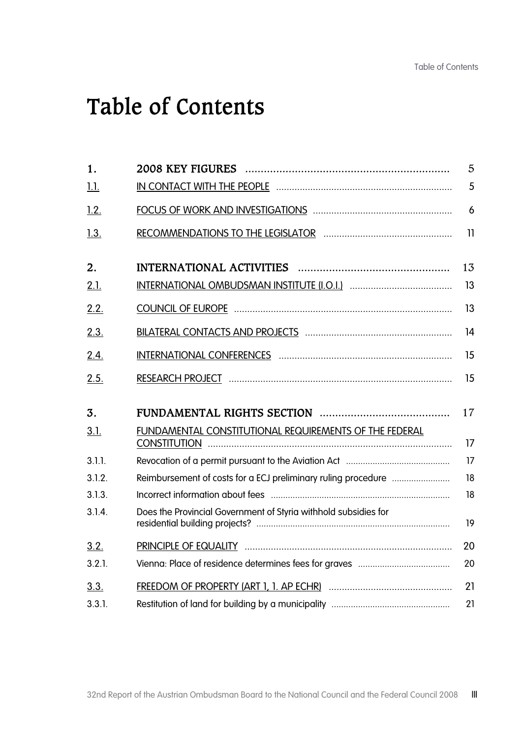# Table of Contents

| | | |
|---|---|---|
| **1.** | **2008 KEY FIGURES** | 5 |
| 1.1. | IN CONTACT WITH THE PEOPLE | 5 |
| 1.2. | FOCUS OF WORK AND INVESTIGATIONS | 6 |
| 1.3. | RECOMMENDATIONS TO THE LEGISLATOR | 11 |
| **2.** | **INTERNATIONAL ACTIVITIES** | 13 |
| 2.1. | INTERNATIONAL OMBUDSMAN INSTITUTE (I.O.I.) | 13 |
| 2.2. | COUNCIL OF EUROPE | 13 |
| 2.3. | BILATERAL CONTACTS AND PROJECTS | 14 |
| 2.4. | INTERNATIONAL CONFERENCES | 15 |
| 2.5. | RESEARCH PROJECT | 15 |
| **3.** | **FUNDAMENTAL RIGHTS SECTION** | 17 |
| 3.1. | FUNDAMENTAL CONSTITUTIONAL REQUIREMENTS OF THE FEDERAL CONSTITUTION | 17 |
| 3.1.1. | Revocation of a permit pursuant to the Aviation Act | 17 |
| 3.1.2. | Reimbursement of costs for a ECJ preliminary ruling procedure | 18 |
| 3.1.3. | Incorrect information about fees | 18 |
| 3.1.4. | Does the Provincial Government of Styria withhold subsidies for residential building projects? | 19 |
| 3.2. | PRINCIPLE OF EQUALITY | 20 |
| 3.2.1. | Vienna: Place of residence determines fees for graves | 20 |
| 3.3. | FREEDOM OF PROPERTY (ART 1, 1. AP ECHR) | 21 |
| 3.3.1. | Restitution of land for building by a municipality | 21 |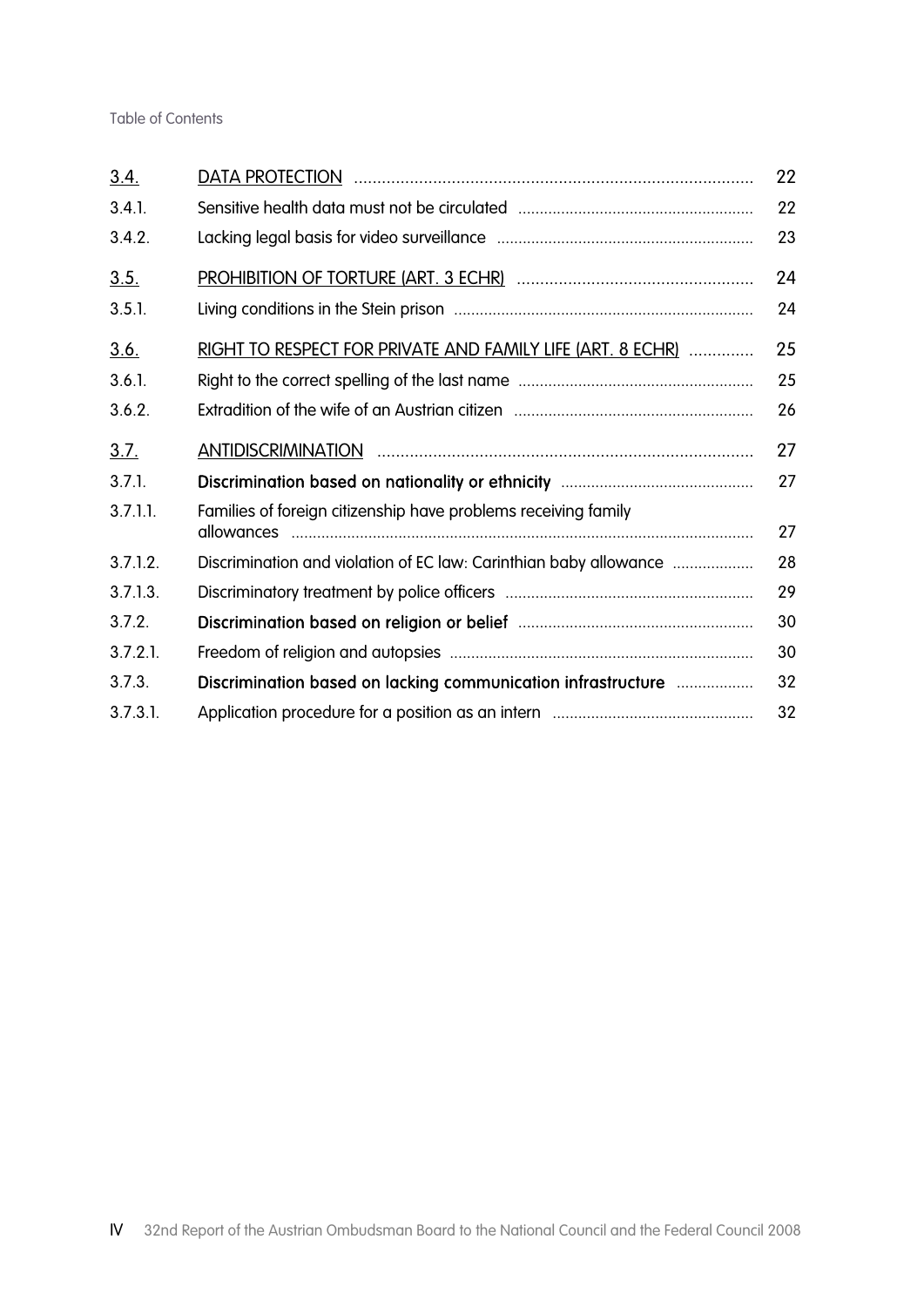| | | |
|---|---|---|
| 3.4. | DATA PROTECTION | 22 |
| 3.4.1. | Sensitive health data must not be circulated | 22 |
| 3.4.2. | Lacking legal basis for video surveillance | 23 |
| 3.5. | PROHIBITION OF TORTURE (ART. 3 ECHR) | 24 |
| 3.5.1. | Living conditions in the Stein prison | 24 |
| 3.6. | RIGHT TO RESPECT FOR PRIVATE AND FAMILY LIFE (ART. 8 ECHR) | 25 |
| 3.6.1. | Right to the correct spelling of the last name | 25 |
| 3.6.2. | Extradition of the wife of an Austrian citizen | 26 |
| 3.7. | ANTIDISCRIMINATION | 27 |
| 3.7.1. | **Discrimination based on nationality or ethnicity** | 27 |
| 3.7.1.1. | Families of foreign citizenship have problems receiving family allowances | 27 |
| 3.7.1.2. | Discrimination and violation of EC law: Carinthian baby allowance | 28 |
| 3.7.1.3. | Discriminatory treatment by police officers | 29 |
| 3.7.2. | **Discrimination based on religion or belief** | 30 |
| 3.7.2.1. | Freedom of religion and autopsies | 30 |
| 3.7.3. | **Discrimination based on lacking communication infrastructure** | 32 |
| 3.7.3.1. | Application procedure for a position as an intern | 32 |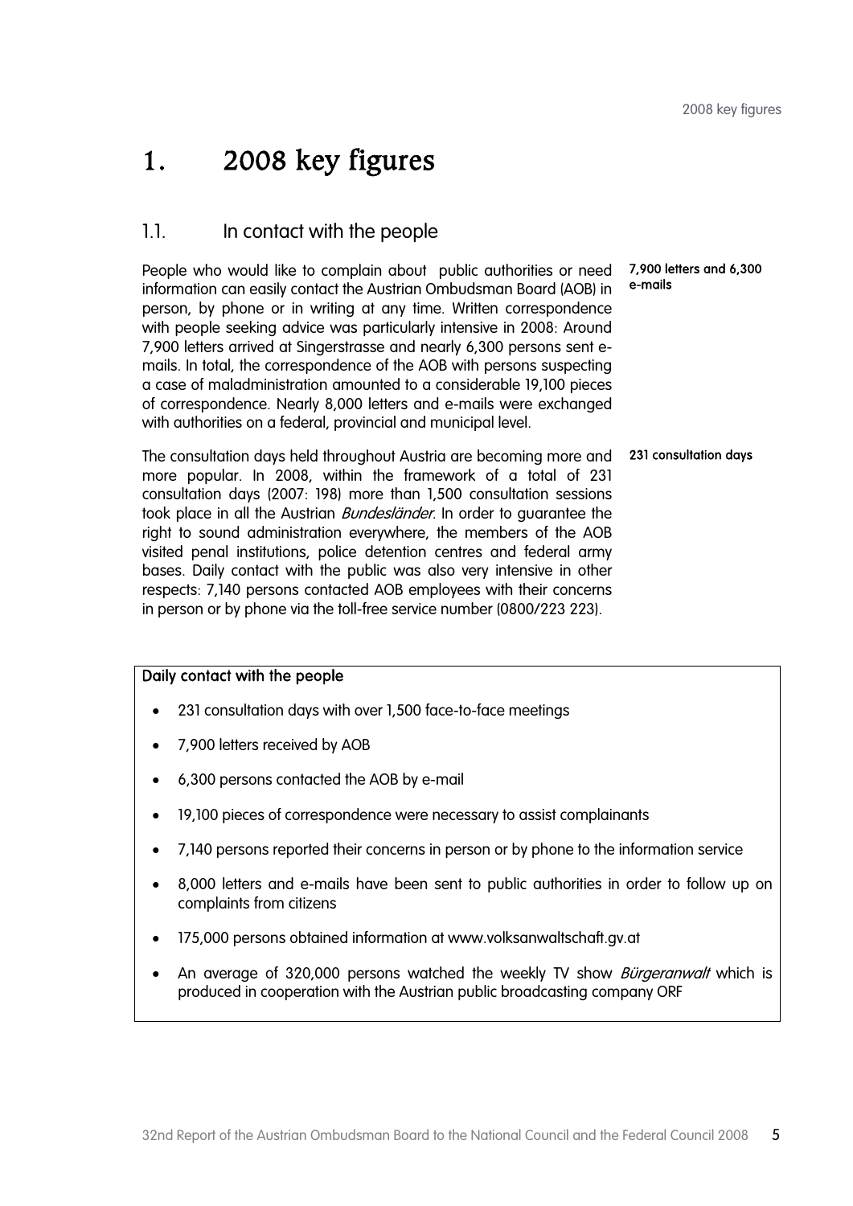# 1. 2008 key figures

## 1.1. In contact with the people

**7,900 letters and 6,300 e-mails**

People who would like to complain about public authorities or need information can easily contact the Austrian Ombudsman Board (AOB) in person, by phone or in writing at any time. Written correspondence with people seeking advice was particularly intensive in 2008: Around 7,900 letters arrived at Singerstrasse and nearly 6,300 persons sent e-mails. In total, the correspondence of the AOB with persons suspecting a case of maladministration amounted to a considerable 19,100 pieces of correspondence. Nearly 8,000 letters and e-mails were exchanged with authorities on a federal, provincial and municipal level.

**231 consultation days**

The consultation days held throughout Austria are becoming more and more popular. In 2008, within the framework of a total of 231 consultation days (2007: 198) more than 1,500 consultation sessions took place in all the Austrian *Bundesländer*. In order to guarantee the right to sound administration everywhere, the members of the AOB visited penal institutions, police detention centres and federal army bases. Daily contact with the public was also very intensive in other respects: 7,140 persons contacted AOB employees with their concerns in person or by phone via the toll-free service number (0800/223 223).

**Daily contact with the people**

- 231 consultation days with over 1,500 face-to-face meetings
- 7,900 letters received by AOB
- 6,300 persons contacted the AOB by e-mail
- 19,100 pieces of correspondence were necessary to assist complainants
- 7,140 persons reported their concerns in person or by phone to the information service
- 8,000 letters and e-mails have been sent to public authorities in order to follow up on complaints from citizens
- 175,000 persons obtained information at www.volksanwaltschaft.gv.at
- An average of 320,000 persons watched the weekly TV show *Bürgeranwalt* which is produced in cooperation with the Austrian public broadcasting company ORF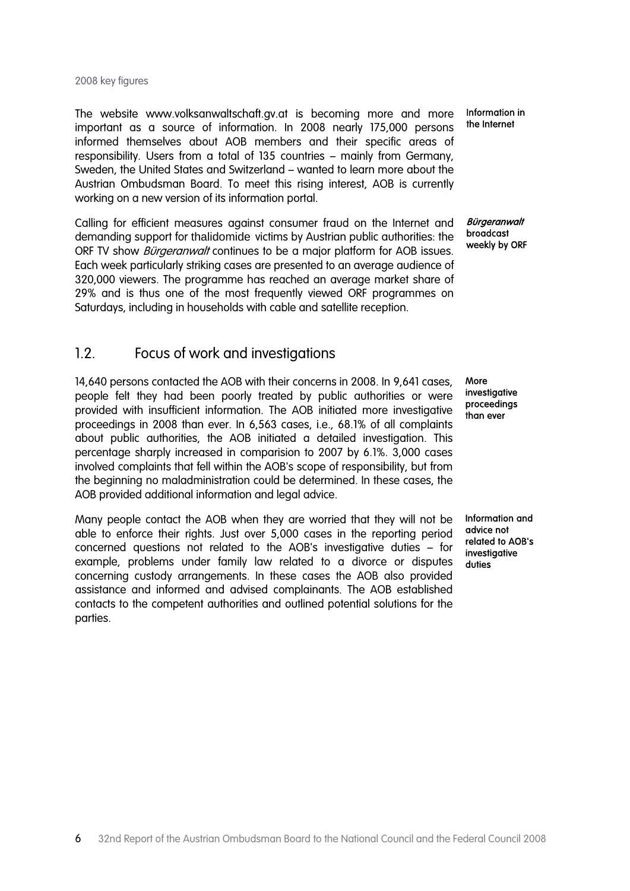The website www.volksanwaltschaft.gv.at is becoming more and more important as a source of information. In 2008 nearly 175,000 persons informed themselves about AOB members and their specific areas of responsibility. Users from a total of 135 countries – mainly from Germany, Sweden, the United States and Switzerland – wanted to learn more about the Austrian Ombudsman Board. To meet this rising interest, AOB is currently working on a new version of its information portal.

**Information in the Internet**

Calling for efficient measures against consumer fraud on the Internet and demanding support for thalidomide victims by Austrian public authorities: the ORF TV show *Bürgeranwalt* continues to be a major platform for AOB issues. Each week particularly striking cases are presented to an average audience of 320,000 viewers. The programme has reached an average market share of 29% and is thus one of the most frequently viewed ORF programmes on Saturdays, including in households with cable and satellite reception.

***Bürgeranwalt* broadcast weekly by ORF**

## 1.2. Focus of work and investigations

14,640 persons contacted the AOB with their concerns in 2008. In 9,641 cases, people felt they had been poorly treated by public authorities or were provided with insufficient information. The AOB initiated more investigative proceedings in 2008 than ever. In 6,563 cases, i.e., 68.1% of all complaints about public authorities, the AOB initiated a detailed investigation. This percentage sharply increased in comparision to 2007 by 6.1%. 3,000 cases involved complaints that fell within the AOB's scope of responsibility, but from the beginning no maladministration could be determined. In these cases, the AOB provided additional information and legal advice.

**More investigative proceedings than ever**

Many people contact the AOB when they are worried that they will not be able to enforce their rights. Just over 5,000 cases in the reporting period concerned questions not related to the AOB's investigative duties – for example, problems under family law related to a divorce or disputes concerning custody arrangements. In these cases the AOB also provided assistance and informed and advised complainants. The AOB established contacts to the competent authorities and outlined potential solutions for the parties.

**Information and advice not related to AOB's investigative duties**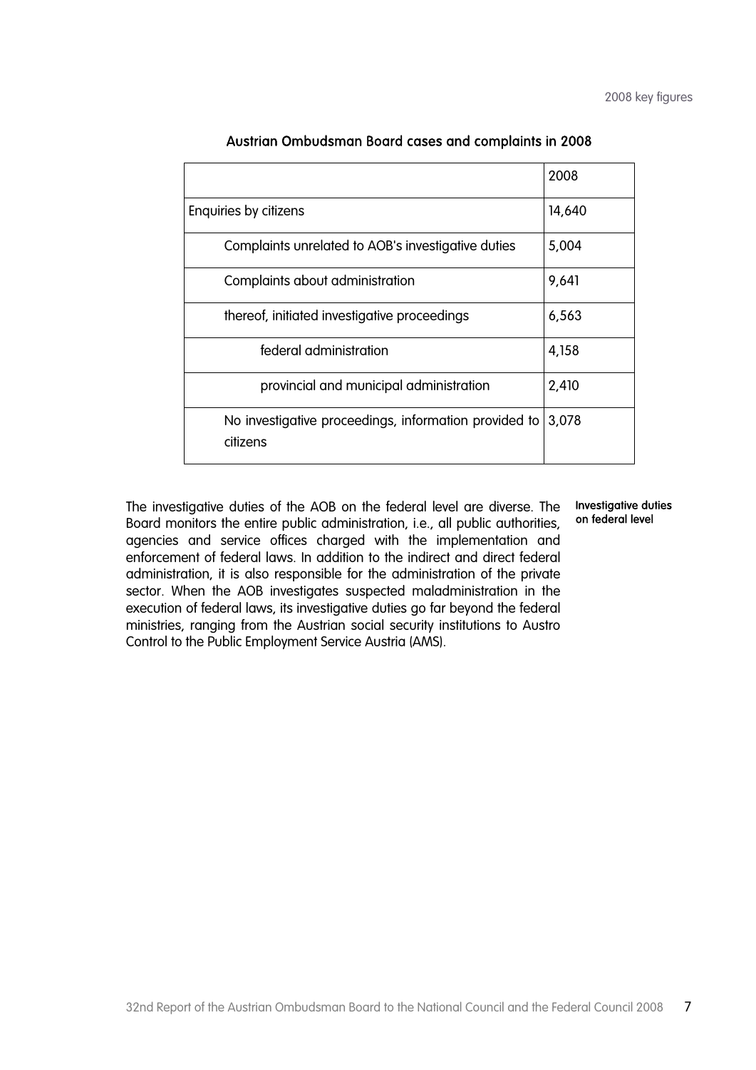## Austrian Ombudsman Board cases and complaints in 2008

| | 2008 |
|---|---|
| Enquiries by citizens | 14,640 |
| Complaints unrelated to AOB's investigative duties | 5,004 |
| Complaints about administration | 9,641 |
| thereof, initiated investigative proceedings | 6,563 |
| federal administration | 4,158 |
| provincial and municipal administration | 2,410 |
| No investigative proceedings, information provided to citizens | 3,078 |

**Investigative duties on federal level**

The investigative duties of the AOB on the federal level are diverse. The Board monitors the entire public administration, i.e., all public authorities, agencies and service offices charged with the implementation and enforcement of federal laws. In addition to the indirect and direct federal administration, it is also responsible for the administration of the private sector. When the AOB investigates suspected maladministration in the execution of federal laws, its investigative duties go far beyond the federal ministries, ranging from the Austrian social security institutions to Austro Control to the Public Employment Service Austria (AMS).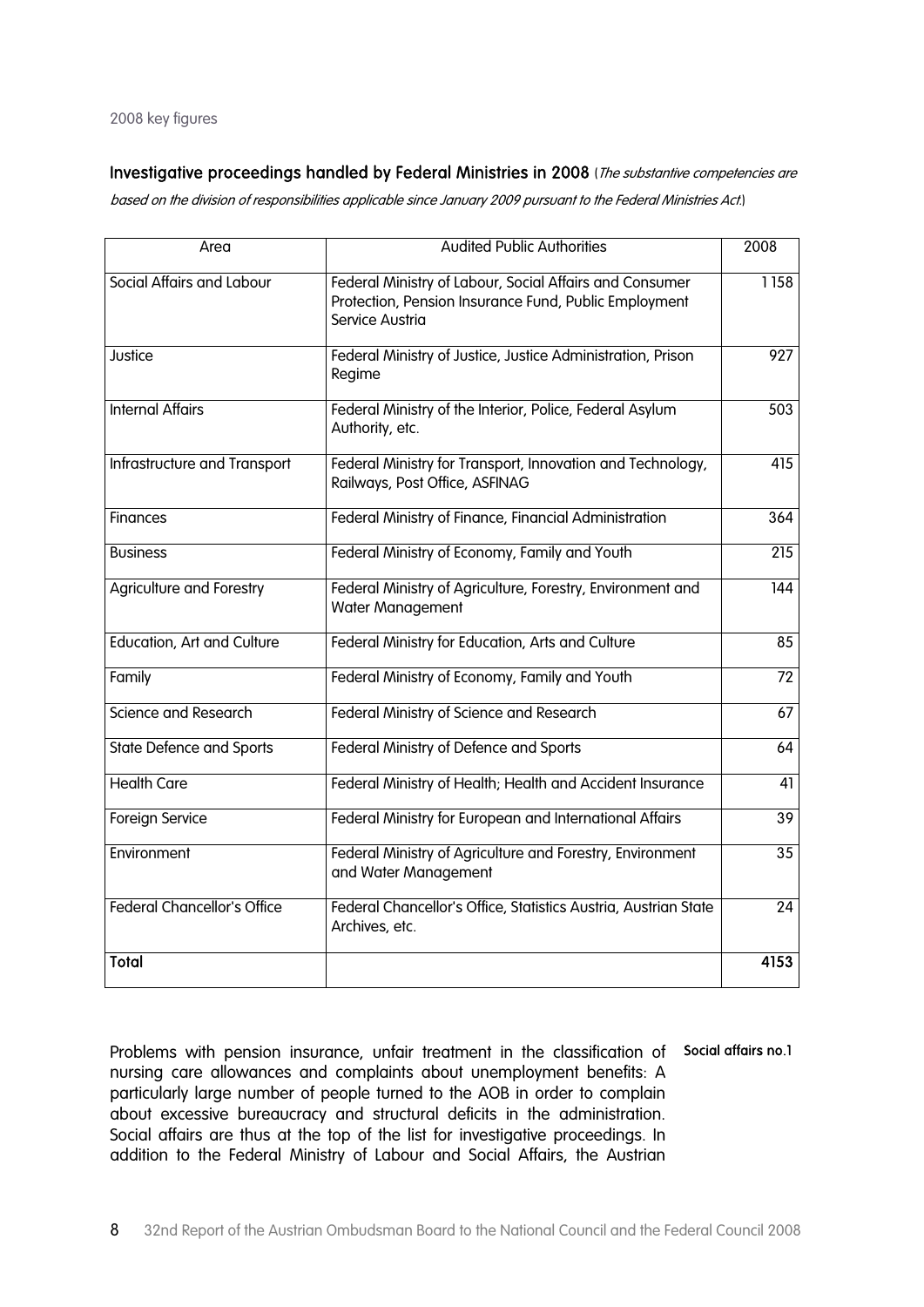2008 key figures

### Investigative proceedings handled by Federal Ministries in 2008 (*The substantive competencies are based on the division of responsibilities applicable since January 2009 pursuant to the Federal Ministries Act.*)

| Area | Audited Public Authorities | 2008 |
|---|---|---|
| Social Affairs and Labour | Federal Ministry of Labour, Social Affairs and Consumer Protection, Pension Insurance Fund, Public Employment Service Austria | 1158 |
| Justice | Federal Ministry of Justice, Justice Administration, Prison Regime | 927 |
| Internal Affairs | Federal Ministry of the Interior, Police, Federal Asylum Authority, etc. | 503 |
| Infrastructure and Transport | Federal Ministry for Transport, Innovation and Technology, Railways, Post Office, ASFINAG | 415 |
| Finances | Federal Ministry of Finance, Financial Administration | 364 |
| Business | Federal Ministry of Economy, Family and Youth | 215 |
| Agriculture and Forestry | Federal Ministry of Agriculture, Forestry, Environment and Water Management | 144 |
| Education, Art and Culture | Federal Ministry for Education, Arts and Culture | 85 |
| Family | Federal Ministry of Economy, Family and Youth | 72 |
| Science and Research | Federal Ministry of Science and Research | 67 |
| State Defence and Sports | Federal Ministry of Defence and Sports | 64 |
| Health Care | Federal Ministry of Health; Health and Accident Insurance | 41 |
| Foreign Service | Federal Ministry for European and International Affairs | 39 |
| Environment | Federal Ministry of Agriculture and Forestry, Environment and Water Management | 35 |
| Federal Chancellor's Office | Federal Chancellor's Office, Statistics Austria, Austrian State Archives, etc. | 24 |
| **Total** | | **4153** |

**Social affairs no.1**

Problems with pension insurance, unfair treatment in the classification of nursing care allowances and complaints about unemployment benefits: A particularly large number of people turned to the AOB in order to complain about excessive bureaucracy and structural deficits in the administration. Social affairs are thus at the top of the list for investigative proceedings. In addition to the Federal Ministry of Labour and Social Affairs, the Austrian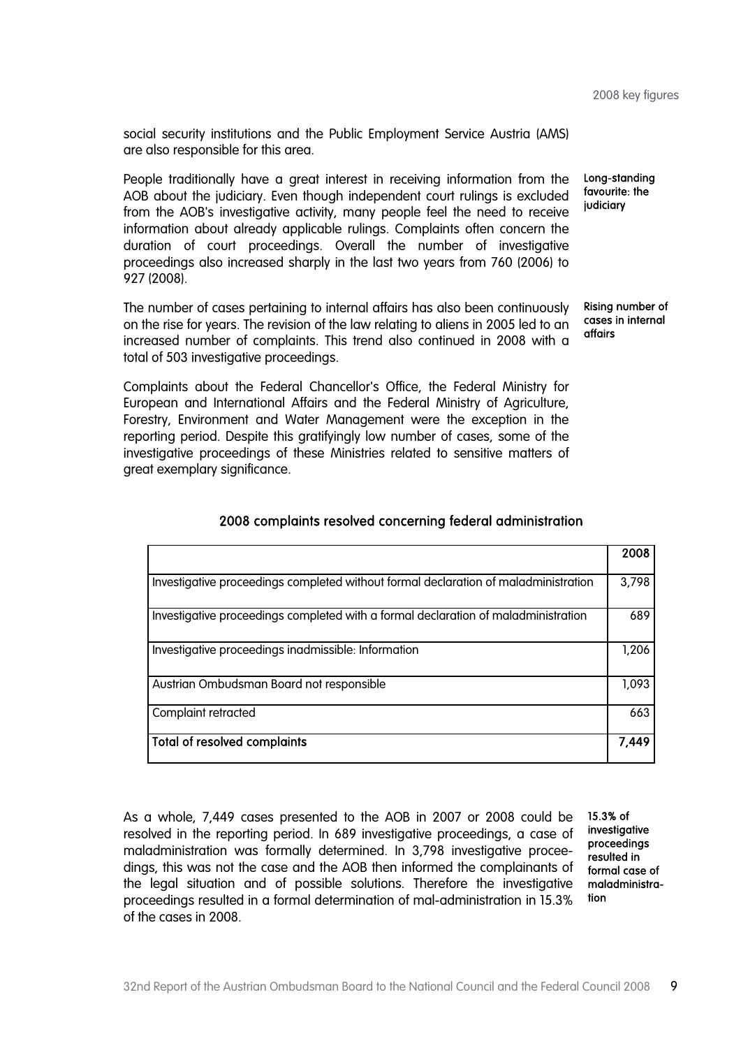social security institutions and the Public Employment Service Austria (AMS) are also responsible for this area.

**Long-standing favourite: the judiciary**

People traditionally have a great interest in receiving information from the AOB about the judiciary. Even though independent court rulings is excluded from the AOB's investigative activity, many people feel the need to receive information about already applicable rulings. Complaints often concern the duration of court proceedings. Overall the number of investigative proceedings also increased sharply in the last two years from 760 (2006) to 927 (2008).

**Rising number of cases in internal affairs**

The number of cases pertaining to internal affairs has also been continuously on the rise for years. The revision of the law relating to aliens in 2005 led to an increased number of complaints. This trend also continued in 2008 with a total of 503 investigative proceedings.

Complaints about the Federal Chancellor's Office, the Federal Ministry for European and International Affairs and the Federal Ministry of Agriculture, Forestry, Environment and Water Management were the exception in the reporting period. Despite this gratifyingly low number of cases, some of the investigative proceedings of these Ministries related to sensitive matters of great exemplary significance.

**2008 complaints resolved concerning federal administration**

| | 2008 |
|---|---|
| Investigative proceedings completed without formal declaration of maladministration | 3,798 |
| Investigative proceedings completed with a formal declaration of maladministration | 689 |
| Investigative proceedings inadmissible: Information | 1,206 |
| Austrian Ombudsman Board not responsible | 1,093 |
| Complaint retracted | 663 |
| **Total of resolved complaints** | **7,449** |

**15.3% of investigative proceedings resulted in formal case of maladministration**

As a whole, 7,449 cases presented to the AOB in 2007 or 2008 could be resolved in the reporting period. In 689 investigative proceedings, a case of maladministration was formally determined. In 3,798 investigative proceedings, this was not the case and the AOB then informed the complainants of the legal situation and of possible solutions. Therefore the investigative proceedings resulted in a formal determination of mal-administration in 15.3% of the cases in 2008.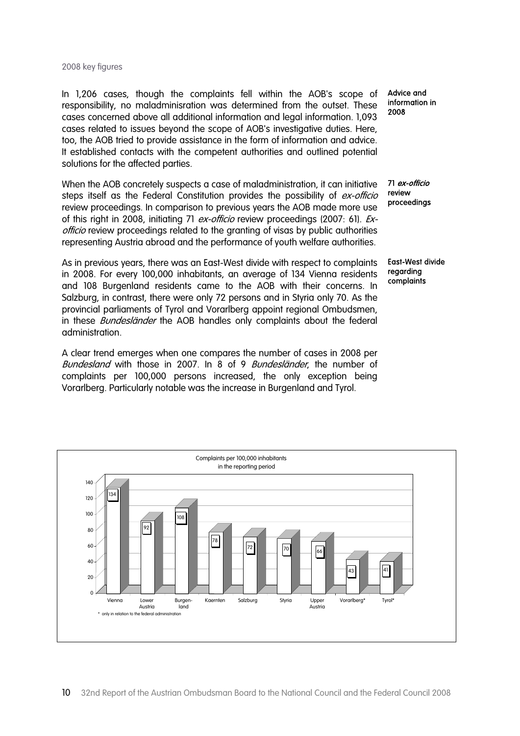**Advice and information in 2008**

In 1,206 cases, though the complaints fell within the AOB's scope of responsibility, no maladminisration was determined from the outset. These cases concerned above all additional information and legal information. 1,093 cases related to issues beyond the scope of AOB's investigative duties. Here, too, the AOB tried to provide assistance in the form of information and advice. It established contacts with the competent authorities and outlined potential solutions for the affected parties.

**71 *ex-officio* review proceedings**

When the AOB concretely suspects a case of maladministration, it can initiative steps itself as the Federal Constitution provides the possibility of *ex-officio* review proceedings. In comparison to previous years the AOB made more use of this right in 2008, initiating 71 *ex-officio* review proceedings (2007: 61). *Ex-officio* review proceedings related to the granting of visas by public authorities representing Austria abroad and the performance of youth welfare authorities.

**East-West divide regarding complaints**

As in previous years, there was an East-West divide with respect to complaints in 2008. For every 100,000 inhabitants, an average of 134 Vienna residents and 108 Burgenland residents came to the AOB with their concerns. In Salzburg, in contrast, there were only 72 persons and in Styria only 70. As the provincial parliaments of Tyrol and Vorarlberg appoint regional Ombudsmen, in these *Bundesländer* the AOB handles only complaints about the federal administration.

A clear trend emerges when one compares the number of cases in 2008 per *Bundesland* with those in 2007. In 8 of 9 *Bundesländer*, the number of complaints per 100,000 persons increased, the only exception being Vorarlberg. Particularly notable was the increase in Burgenland and Tyrol.

Complaints per 100,000 inhabitants in the reporting period

| Vienna | Lower Austria | Burgenland | Kaernten | Salzburg | Styria | Upper Austria | Vorarlberg* | Tyrol* |
|---|---|---|---|---|---|---|---|---|
| 134 | 92 | 108 | 78 | 72 | 70 | 66 | 43 | 41 |

\* only in relation to the federal administration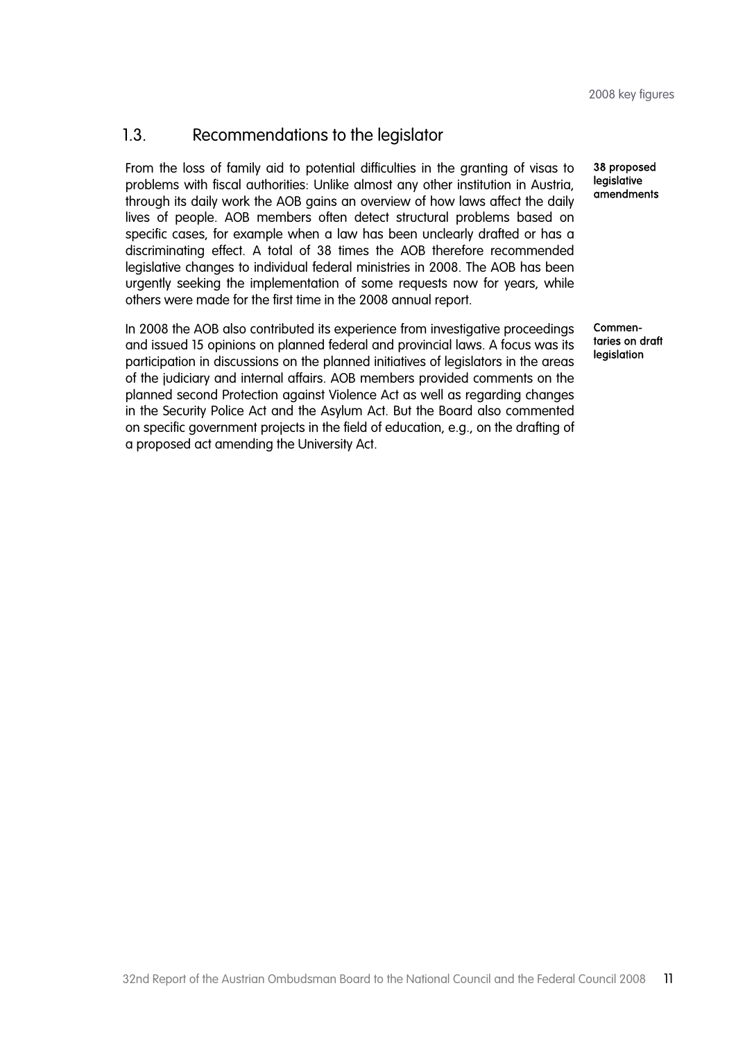## 1.3. Recommendations to the legislator

**38 proposed legislative amendments**

From the loss of family aid to potential difficulties in the granting of visas to problems with fiscal authorities: Unlike almost any other institution in Austria, through its daily work the AOB gains an overview of how laws affect the daily lives of people. AOB members often detect structural problems based on specific cases, for example when a law has been unclearly drafted or has a discriminating effect. A total of 38 times the AOB therefore recommended legislative changes to individual federal ministries in 2008. The AOB has been urgently seeking the implementation of some requests now for years, while others were made for the first time in the 2008 annual report.

**Commentaries on draft legislation**

In 2008 the AOB also contributed its experience from investigative proceedings and issued 15 opinions on planned federal and provincial laws. A focus was its participation in discussions on the planned initiatives of legislators in the areas of the judiciary and internal affairs. AOB members provided comments on the planned second Protection against Violence Act as well as regarding changes in the Security Police Act and the Asylum Act. But the Board also commented on specific government projects in the field of education, e.g., on the drafting of a proposed act amending the University Act.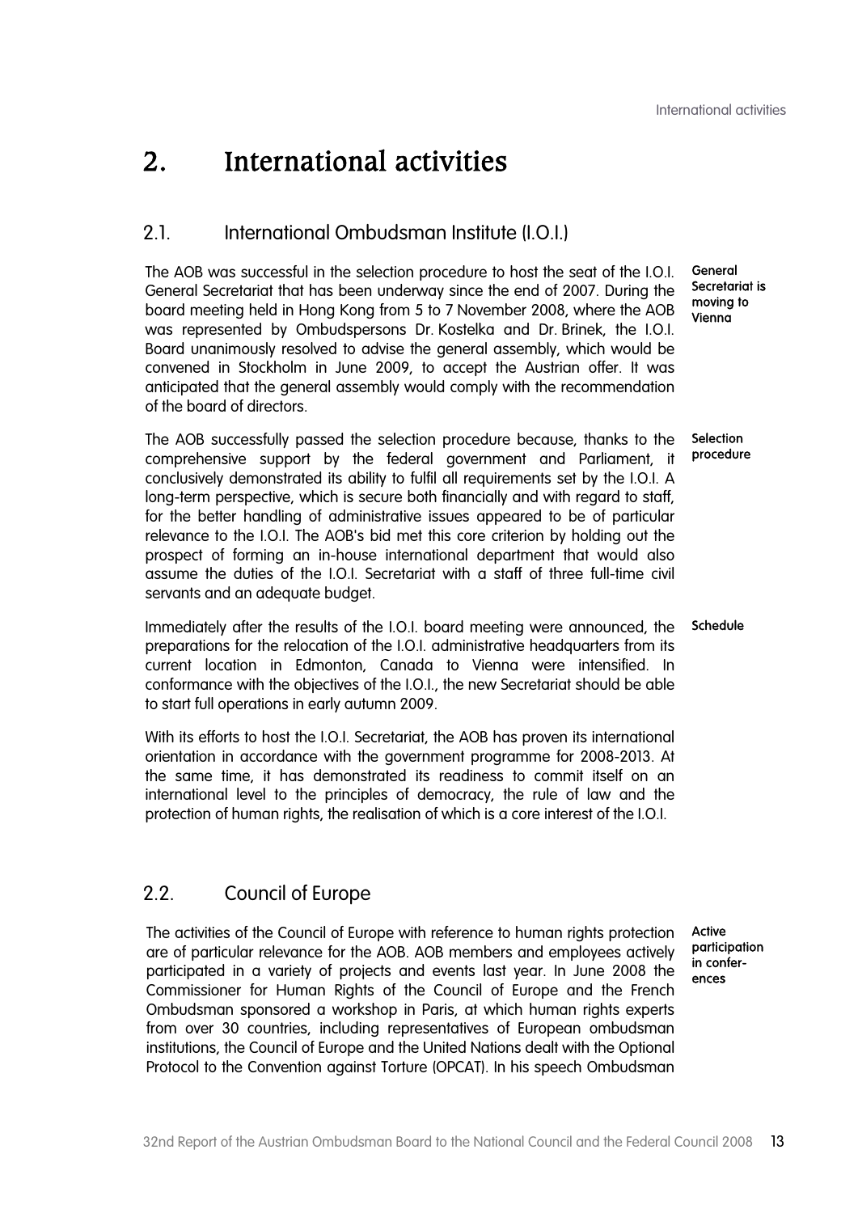# 2. International activities

## 2.1. International Ombudsman Institute (I.O.I.)

**General Secretariat is moving to Vienna**

The AOB was successful in the selection procedure to host the seat of the I.O.I. General Secretariat that has been underway since the end of 2007. During the board meeting held in Hong Kong from 5 to 7 November 2008, where the AOB was represented by Ombudspersons Dr. Kostelka and Dr. Brinek, the I.O.I. Board unanimously resolved to advise the general assembly, which would be convened in Stockholm in June 2009, to accept the Austrian offer. It was anticipated that the general assembly would comply with the recommendation of the board of directors.

**Selection procedure**

The AOB successfully passed the selection procedure because, thanks to the comprehensive support by the federal government and Parliament, it conclusively demonstrated its ability to fulfil all requirements set by the I.O.I. A long-term perspective, which is secure both financially and with regard to staff, for the better handling of administrative issues appeared to be of particular relevance to the I.O.I. The AOB's bid met this core criterion by holding out the prospect of forming an in-house international department that would also assume the duties of the I.O.I. Secretariat with a staff of three full-time civil servants and an adequate budget.

**Schedule**

Immediately after the results of the I.O.I. board meeting were announced, the preparations for the relocation of the I.O.I. administrative headquarters from its current location in Edmonton, Canada to Vienna were intensified. In conformance with the objectives of the I.O.I., the new Secretariat should be able to start full operations in early autumn 2009.

With its efforts to host the I.O.I. Secretariat, the AOB has proven its international orientation in accordance with the government programme for 2008-2013. At the same time, it has demonstrated its readiness to commit itself on an international level to the principles of democracy, the rule of law and the protection of human rights, the realisation of which is a core interest of the I.O.I.

## 2.2. Council of Europe

**Active participation in conferences**

The activities of the Council of Europe with reference to human rights protection are of particular relevance for the AOB. AOB members and employees actively participated in a variety of projects and events last year. In June 2008 the Commissioner for Human Rights of the Council of Europe and the French Ombudsman sponsored a workshop in Paris, at which human rights experts from over 30 countries, including representatives of European ombudsman institutions, the Council of Europe and the United Nations dealt with the Optional Protocol to the Convention against Torture (OPCAT). In his speech Ombudsman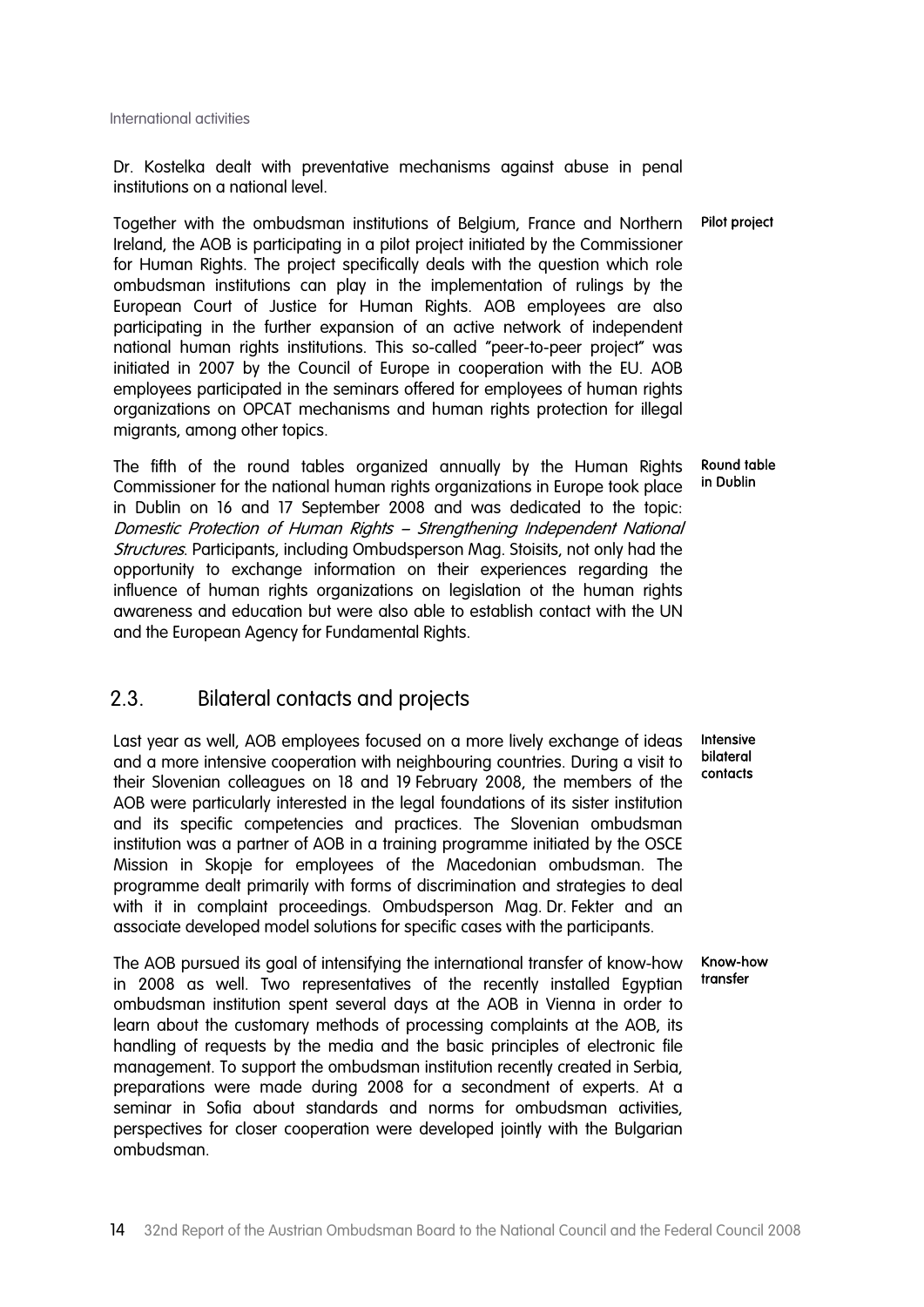Dr. Kostelka dealt with preventative mechanisms against abuse in penal institutions on a national level.

**Pilot project**

Together with the ombudsman institutions of Belgium, France and Northern Ireland, the AOB is participating in a pilot project initiated by the Commissioner for Human Rights. The project specifically deals with the question which role ombudsman institutions can play in the implementation of rulings by the European Court of Justice for Human Rights. AOB employees are also participating in the further expansion of an active network of independent national human rights institutions. This so-called "peer-to-peer project" was initiated in 2007 by the Council of Europe in cooperation with the EU. AOB employees participated in the seminars offered for employees of human rights organizations on OPCAT mechanisms and human rights protection for illegal migrants, among other topics.

**Round table in Dublin**

The fifth of the round tables organized annually by the Human Rights Commissioner for the national human rights organizations in Europe took place in Dublin on 16 and 17 September 2008 and was dedicated to the topic: *Domestic Protection of Human Rights – Strengthening Independent National Structures*. Participants, including Ombudsperson Mag. Stoisits, not only had the opportunity to exchange information on their experiences regarding the influence of human rights organizations on legislation ot the human rights awareness and education but were also able to establish contact with the UN and the European Agency for Fundamental Rights.

## 2.3. Bilateral contacts and projects

**Intensive bilateral contacts**

Last year as well, AOB employees focused on a more lively exchange of ideas and a more intensive cooperation with neighbouring countries. During a visit to their Slovenian colleagues on 18 and 19 February 2008, the members of the AOB were particularly interested in the legal foundations of its sister institution and its specific competencies and practices. The Slovenian ombudsman institution was a partner of AOB in a training programme initiated by the OSCE Mission in Skopje for employees of the Macedonian ombudsman. The programme dealt primarily with forms of discrimination and strategies to deal with it in complaint proceedings. Ombudsperson Mag. Dr. Fekter and an associate developed model solutions for specific cases with the participants.

**Know-how transfer**

The AOB pursued its goal of intensifying the international transfer of know-how in 2008 as well. Two representatives of the recently installed Egyptian ombudsman institution spent several days at the AOB in Vienna in order to learn about the customary methods of processing complaints at the AOB, its handling of requests by the media and the basic principles of electronic file management. To support the ombudsman institution recently created in Serbia, preparations were made during 2008 for a secondment of experts. At a seminar in Sofia about standards and norms for ombudsman activities, perspectives for closer cooperation were developed jointly with the Bulgarian ombudsman.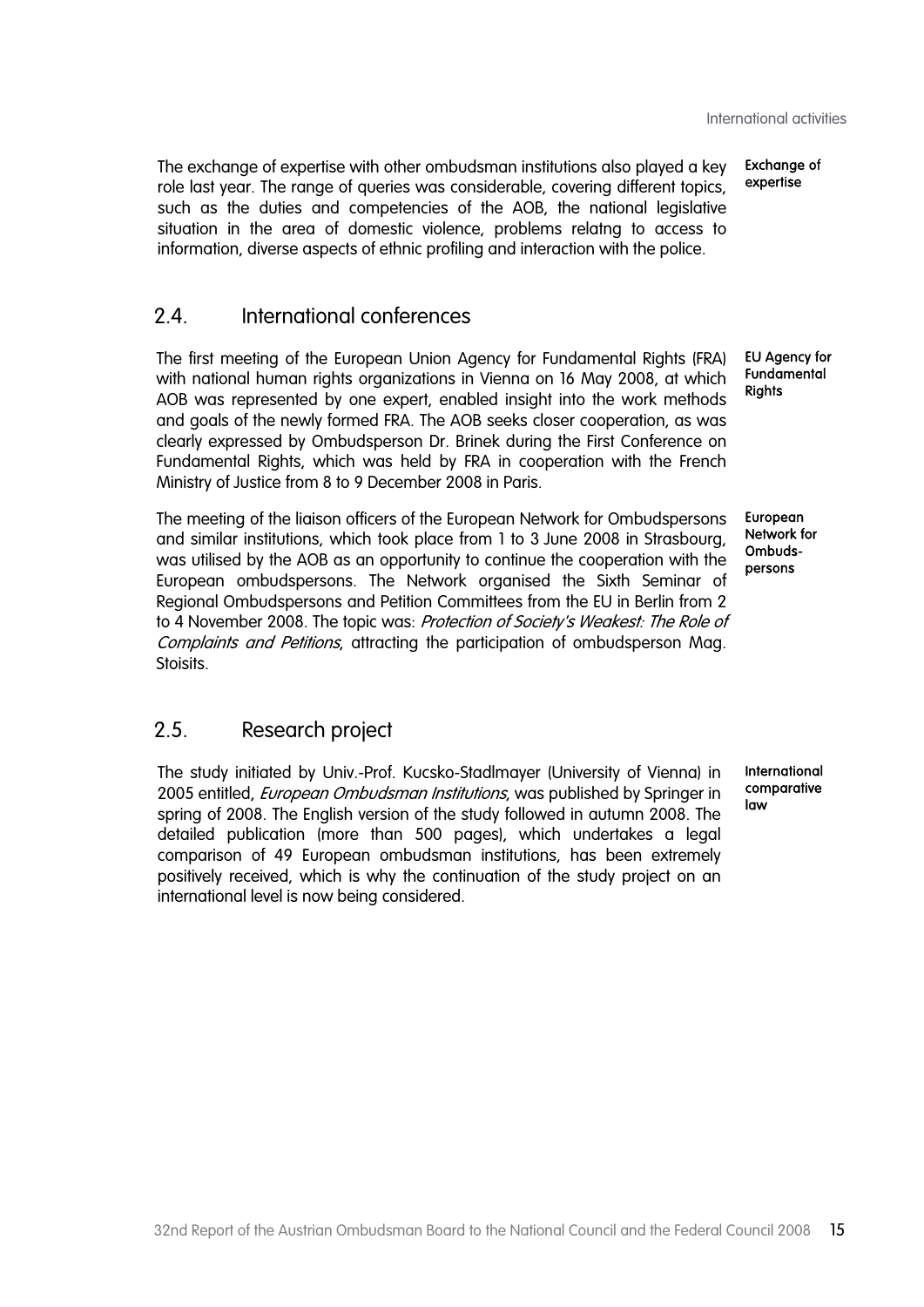The exchange of expertise with other ombudsman institutions also played a key role last year. The range of queries was considerable, covering different topics, such as the duties and competencies of the AOB, the national legislative situation in the area of domestic violence, problems relatng to access to information, diverse aspects of ethnic profiling and interaction with the police.

**Exchange of expertise**

## 2.4. International conferences

**EU Agency for Fundamental Rights**

The first meeting of the European Union Agency for Fundamental Rights (FRA) with national human rights organizations in Vienna on 16 May 2008, at which AOB was represented by one expert, enabled insight into the work methods and goals of the newly formed FRA. The AOB seeks closer cooperation, as was clearly expressed by Ombudsperson Dr. Brinek during the First Conference on Fundamental Rights, which was held by FRA in cooperation with the French Ministry of Justice from 8 to 9 December 2008 in Paris.

**European Network for Ombudspersons**

The meeting of the liaison officers of the European Network for Ombudspersons and similar institutions, which took place from 1 to 3 June 2008 in Strasbourg, was utilised by the AOB as an opportunity to continue the cooperation with the European ombudspersons. The Network organised the Sixth Seminar of Regional Ombudspersons and Petition Committees from the EU in Berlin from 2 to 4 November 2008. The topic was: *Protection of Society's Weakest: The Role of Complaints and Petitions*, attracting the participation of ombudsperson Mag. Stoisits.

## 2.5. Research project

**International comparative law**

The study initiated by Univ.-Prof. Kucsko-Stadlmayer (University of Vienna) in 2005 entitled, *European Ombudsman Institutions*, was published by Springer in spring of 2008. The English version of the study followed in autumn 2008. The detailed publication (more than 500 pages), which undertakes a legal comparison of 49 European ombudsman institutions, has been extremely positively received, which is why the continuation of the study project on an international level is now being considered.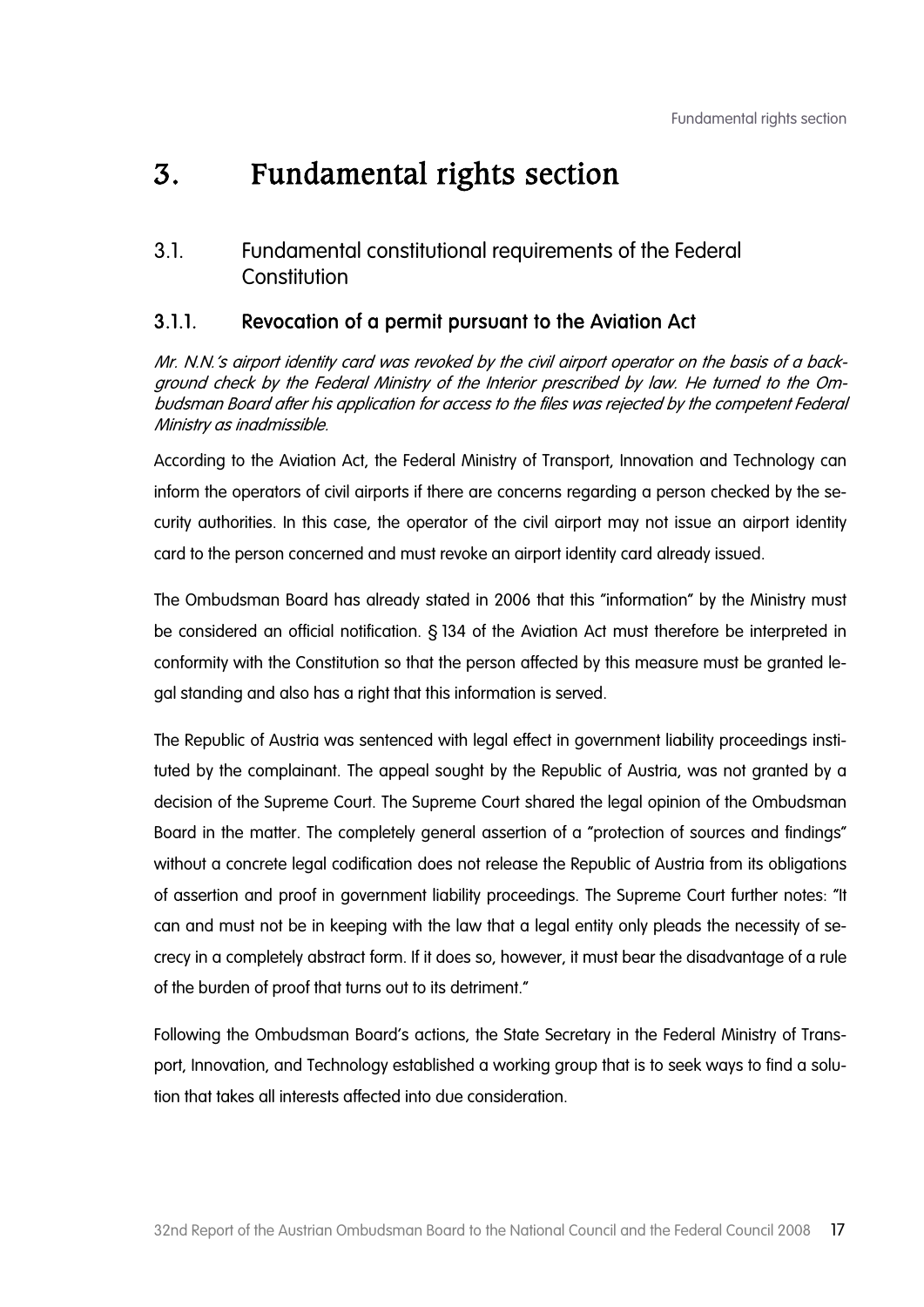# 3. Fundamental rights section

## 3.1. Fundamental constitutional requirements of the Federal Constitution

### 3.1.1. Revocation of a permit pursuant to the Aviation Act

*Mr. N.N.'s airport identity card was revoked by the civil airport operator on the basis of a background check by the Federal Ministry of the Interior prescribed by law. He turned to the Ombudsman Board after his application for access to the files was rejected by the competent Federal Ministry as inadmissible.*

According to the Aviation Act, the Federal Ministry of Transport, Innovation and Technology can inform the operators of civil airports if there are concerns regarding a person checked by the security authorities. In this case, the operator of the civil airport may not issue an airport identity card to the person concerned and must revoke an airport identity card already issued.

The Ombudsman Board has already stated in 2006 that this "information" by the Ministry must be considered an official notification. § 134 of the Aviation Act must therefore be interpreted in conformity with the Constitution so that the person affected by this measure must be granted legal standing and also has a right that this information is served.

The Republic of Austria was sentenced with legal effect in government liability proceedings instituted by the complainant. The appeal sought by the Republic of Austria, was not granted by a decision of the Supreme Court. The Supreme Court shared the legal opinion of the Ombudsman Board in the matter. The completely general assertion of a "protection of sources and findings" without a concrete legal codification does not release the Republic of Austria from its obligations of assertion and proof in government liability proceedings. The Supreme Court further notes: "It can and must not be in keeping with the law that a legal entity only pleads the necessity of secrecy in a completely abstract form. If it does so, however, it must bear the disadvantage of a rule of the burden of proof that turns out to its detriment."

Following the Ombudsman Board's actions, the State Secretary in the Federal Ministry of Transport, Innovation, and Technology established a working group that is to seek ways to find a solution that takes all interests affected into due consideration.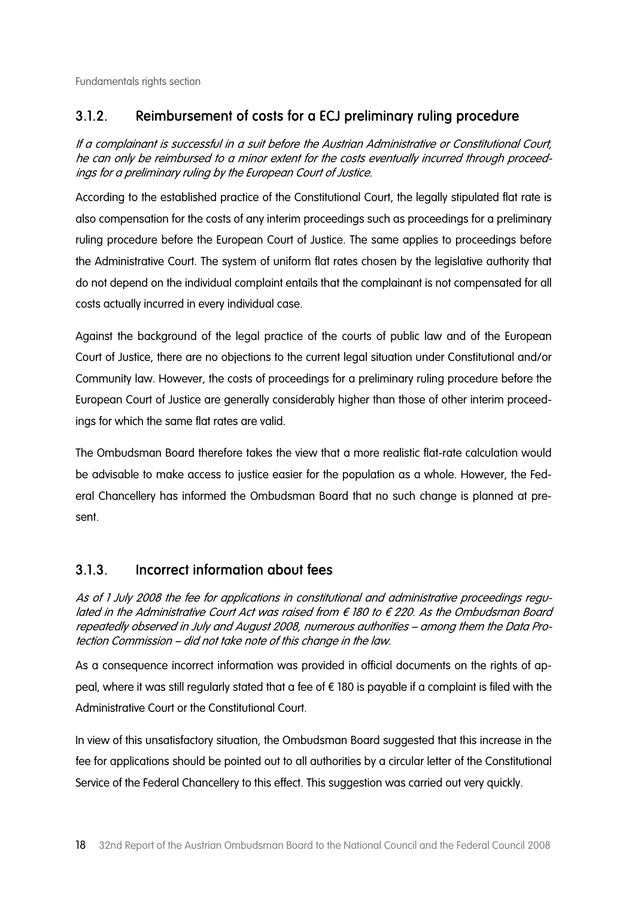### 3.1.2. Reimbursement of costs for a ECJ preliminary ruling procedure

*If a complainant is successful in a suit before the Austrian Administrative or Constitutional Court, he can only be reimbursed to a minor extent for the costs eventually incurred through proceedings for a preliminary ruling by the European Court of Justice.*

According to the established practice of the Constitutional Court, the legally stipulated flat rate is also compensation for the costs of any interim proceedings such as proceedings for a preliminary ruling procedure before the European Court of Justice. The same applies to proceedings before the Administrative Court. The system of uniform flat rates chosen by the legislative authority that do not depend on the individual complaint entails that the complainant is not compensated for all costs actually incurred in every individual case.

Against the background of the legal practice of the courts of public law and of the European Court of Justice, there are no objections to the current legal situation under Constitutional and/or Community law. However, the costs of proceedings for a preliminary ruling procedure before the European Court of Justice are generally considerably higher than those of other interim proceedings for which the same flat rates are valid.

The Ombudsman Board therefore takes the view that a more realistic flat-rate calculation would be advisable to make access to justice easier for the population as a whole. However, the Federal Chancellery has informed the Ombudsman Board that no such change is planned at present.

### 3.1.3. Incorrect information about fees

*As of 1 July 2008 the fee for applications in constitutional and administrative proceedings regulated in the Administrative Court Act was raised from € 180 to € 220. As the Ombudsman Board repeatedly observed in July and August 2008, numerous authorities – among them the Data Protection Commission – did not take note of this change in the law.*

As a consequence incorrect information was provided in official documents on the rights of appeal, where it was still regularly stated that a fee of € 180 is payable if a complaint is filed with the Administrative Court or the Constitutional Court.

In view of this unsatisfactory situation, the Ombudsman Board suggested that this increase in the fee for applications should be pointed out to all authorities by a circular letter of the Constitutional Service of the Federal Chancellery to this effect. This suggestion was carried out very quickly.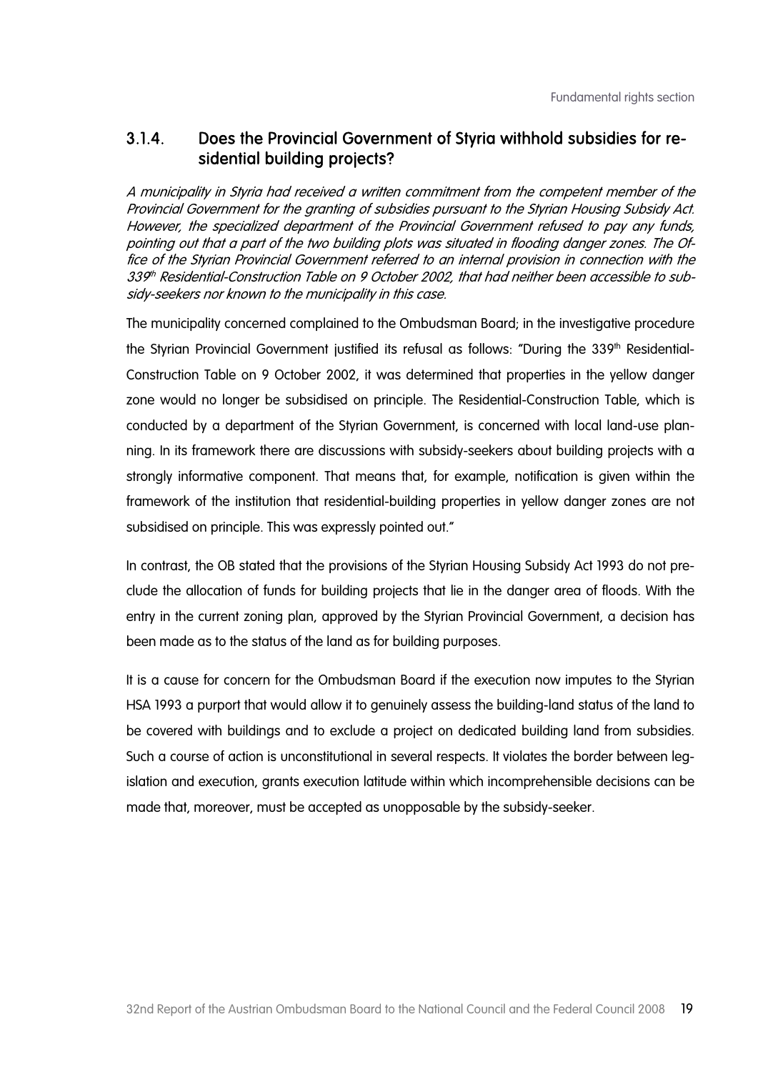### 3.1.4. Does the Provincial Government of Styria withhold subsidies for residential building projects?

*A municipality in Styria had received a written commitment from the competent member of the Provincial Government for the granting of subsidies pursuant to the Styrian Housing Subsidy Act. However, the specialized department of the Provincial Government refused to pay any funds, pointing out that a part of the two building plots was situated in flooding danger zones. The Office of the Styrian Provincial Government referred to an internal provision in connection with the 339th Residential-Construction Table on 9 October 2002, that had neither been accessible to subsidy-seekers nor known to the municipality in this case.*

The municipality concerned complained to the Ombudsman Board; in the investigative procedure the Styrian Provincial Government justified its refusal as follows: "During the 339th Residential-Construction Table on 9 October 2002, it was determined that properties in the yellow danger zone would no longer be subsidised on principle. The Residential-Construction Table, which is conducted by a department of the Styrian Government, is concerned with local land-use planning. In its framework there are discussions with subsidy-seekers about building projects with a strongly informative component. That means that, for example, notification is given within the framework of the institution that residential-building properties in yellow danger zones are not subsidised on principle. This was expressly pointed out."

In contrast, the OB stated that the provisions of the Styrian Housing Subsidy Act 1993 do not preclude the allocation of funds for building projects that lie in the danger area of floods. With the entry in the current zoning plan, approved by the Styrian Provincial Government, a decision has been made as to the status of the land as for building purposes.

It is a cause for concern for the Ombudsman Board if the execution now imputes to the Styrian HSA 1993 a purport that would allow it to genuinely assess the building-land status of the land to be covered with buildings and to exclude a project on dedicated building land from subsidies. Such a course of action is unconstitutional in several respects. It violates the border between legislation and execution, grants execution latitude within which incomprehensible decisions can be made that, moreover, must be accepted as unopposable by the subsidy-seeker.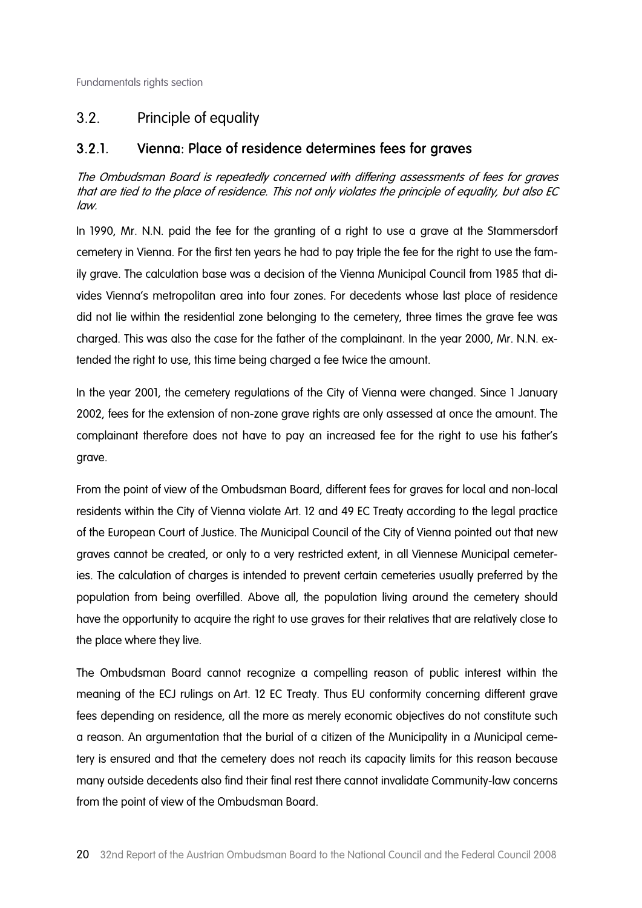## 3.2. Principle of equality

### 3.2.1. Vienna: Place of residence determines fees for graves

*The Ombudsman Board is repeatedly concerned with differing assessments of fees for graves that are tied to the place of residence. This not only violates the principle of equality, but also EC law.*

In 1990, Mr. N.N. paid the fee for the granting of a right to use a grave at the Stammersdorf cemetery in Vienna. For the first ten years he had to pay triple the fee for the right to use the family grave. The calculation base was a decision of the Vienna Municipal Council from 1985 that divides Vienna's metropolitan area into four zones. For decedents whose last place of residence did not lie within the residential zone belonging to the cemetery, three times the grave fee was charged. This was also the case for the father of the complainant. In the year 2000, Mr. N.N. extended the right to use, this time being charged a fee twice the amount.

In the year 2001, the cemetery regulations of the City of Vienna were changed. Since 1 January 2002, fees for the extension of non-zone grave rights are only assessed at once the amount. The complainant therefore does not have to pay an increased fee for the right to use his father's grave.

From the point of view of the Ombudsman Board, different fees for graves for local and non-local residents within the City of Vienna violate Art. 12 and 49 EC Treaty according to the legal practice of the European Court of Justice. The Municipal Council of the City of Vienna pointed out that new graves cannot be created, or only to a very restricted extent, in all Viennese Municipal cemeteries. The calculation of charges is intended to prevent certain cemeteries usually preferred by the population from being overfilled. Above all, the population living around the cemetery should have the opportunity to acquire the right to use graves for their relatives that are relatively close to the place where they live.

The Ombudsman Board cannot recognize a compelling reason of public interest within the meaning of the ECJ rulings on Art. 12 EC Treaty. Thus EU conformity concerning different grave fees depending on residence, all the more as merely economic objectives do not constitute such a reason. An argumentation that the burial of a citizen of the Municipality in a Municipal cemetery is ensured and that the cemetery does not reach its capacity limits for this reason because many outside decedents also find their final rest there cannot invalidate Community-law concerns from the point of view of the Ombudsman Board.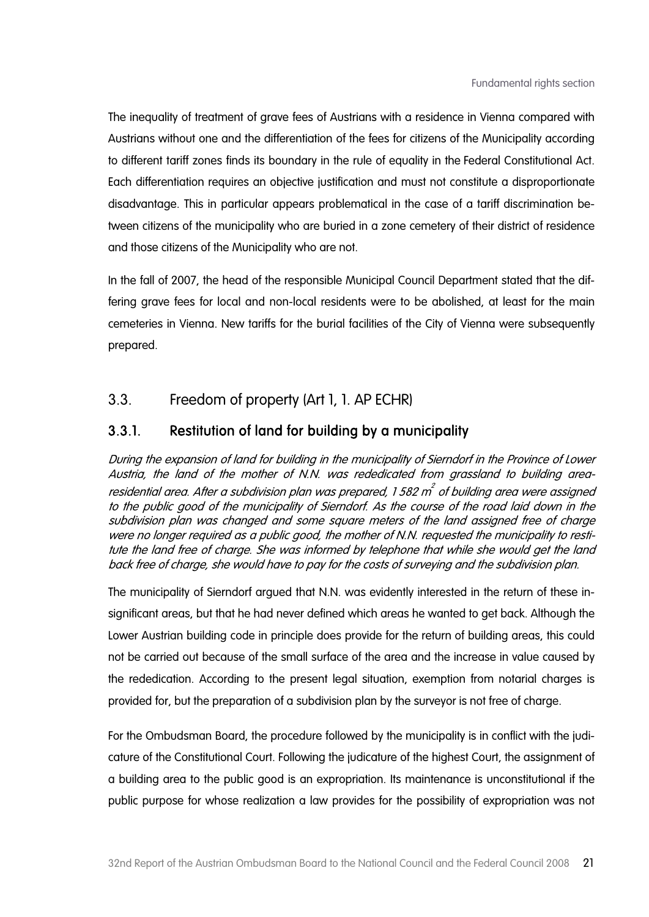The inequality of treatment of grave fees of Austrians with a residence in Vienna compared with Austrians without one and the differentiation of the fees for citizens of the Municipality according to different tariff zones finds its boundary in the rule of equality in the Federal Constitutional Act. Each differentiation requires an objective justification and must not constitute a disproportionate disadvantage. This in particular appears problematical in the case of a tariff discrimination between citizens of the municipality who are buried in a zone cemetery of their district of residence and those citizens of the Municipality who are not.

In the fall of 2007, the head of the responsible Municipal Council Department stated that the differing grave fees for local and non-local residents were to be abolished, at least for the main cemeteries in Vienna. New tariffs for the burial facilities of the City of Vienna were subsequently prepared.

## 3.3. Freedom of property (Art 1, 1. AP ECHR)

### 3.3.1. Restitution of land for building by a municipality

*During the expansion of land for building in the municipality of Sierndorf in the Province of Lower Austria, the land of the mother of N.N. was rededicated from grassland to building area-residential area. After a subdivision plan was prepared, 1 582 $m^2$ of building area were assigned to the public good of the municipality of Sierndorf. As the course of the road laid down in the subdivision plan was changed and some square meters of the land assigned free of charge were no longer required as a public good, the mother of N.N. requested the municipality to restitute the land free of charge. She was informed by telephone that while she would get the land back free of charge, she would have to pay for the costs of surveying and the subdivision plan.*

The municipality of Sierndorf argued that N.N. was evidently interested in the return of these insignificant areas, but that he had never defined which areas he wanted to get back. Although the Lower Austrian building code in principle does provide for the return of building areas, this could not be carried out because of the small surface of the area and the increase in value caused by the rededication. According to the present legal situation, exemption from notarial charges is provided for, but the preparation of a subdivision plan by the surveyor is not free of charge.

For the Ombudsman Board, the procedure followed by the municipality is in conflict with the judicature of the Constitutional Court. Following the judicature of the highest Court, the assignment of a building area to the public good is an expropriation. Its maintenance is unconstitutional if the public purpose for whose realization a law provides for the possibility of expropriation was not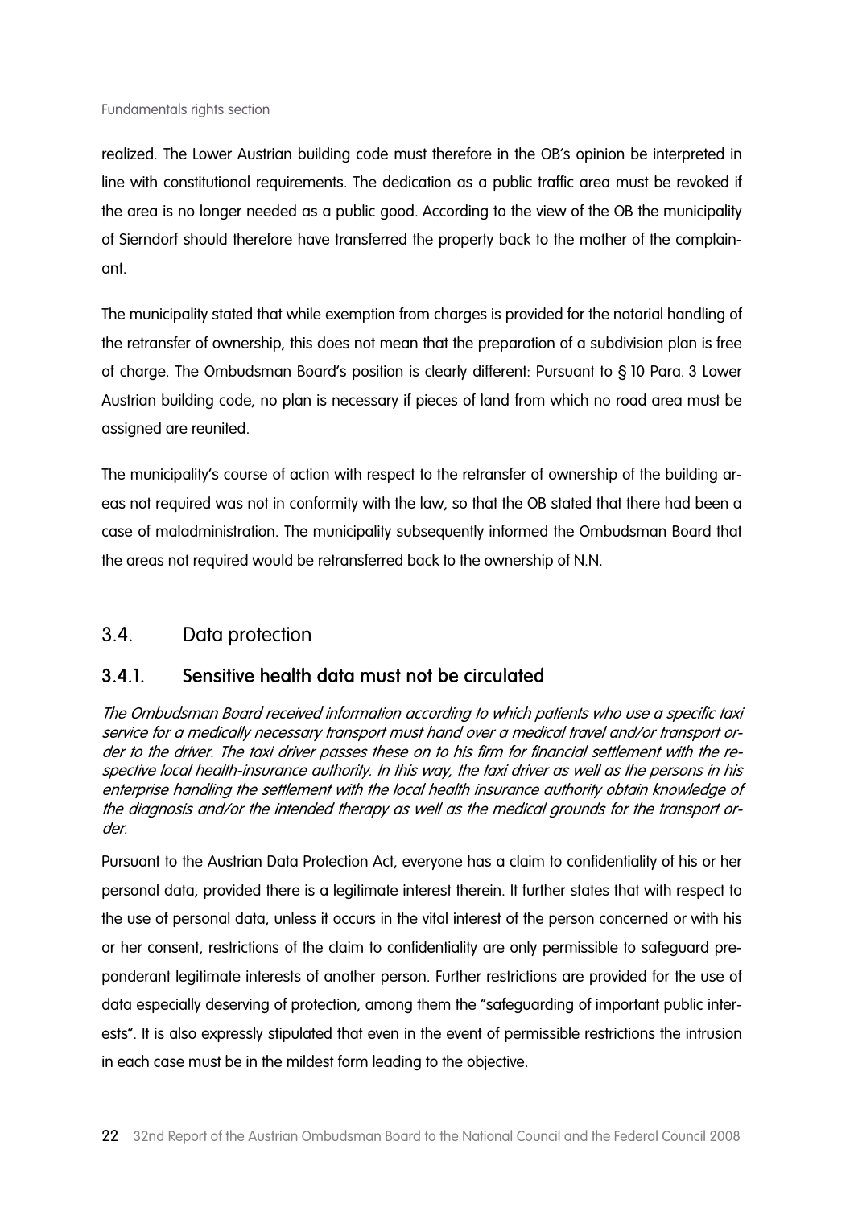realized. The Lower Austrian building code must therefore in the OB's opinion be interpreted in line with constitutional requirements. The dedication as a public traffic area must be revoked if the area is no longer needed as a public good. According to the view of the OB the municipality of Sierndorf should therefore have transferred the property back to the mother of the complainant.

The municipality stated that while exemption from charges is provided for the notarial handling of the retransfer of ownership, this does not mean that the preparation of a subdivision plan is free of charge. The Ombudsman Board's position is clearly different: Pursuant to § 10 Para. 3 Lower Austrian building code, no plan is necessary if pieces of land from which no road area must be assigned are reunited.

The municipality's course of action with respect to the retransfer of ownership of the building areas not required was not in conformity with the law, so that the OB stated that there had been a case of maladministration. The municipality subsequently informed the Ombudsman Board that the areas not required would be retransferred back to the ownership of N.N.

## 3.4. Data protection

### 3.4.1. Sensitive health data must not be circulated

*The Ombudsman Board received information according to which patients who use a specific taxi service for a medically necessary transport must hand over a medical travel and/or transport order to the driver. The taxi driver passes these on to his firm for financial settlement with the respective local health-insurance authority. In this way, the taxi driver as well as the persons in his enterprise handling the settlement with the local health insurance authority obtain knowledge of the diagnosis and/or the intended therapy as well as the medical grounds for the transport order.*

Pursuant to the Austrian Data Protection Act, everyone has a claim to confidentiality of his or her personal data, provided there is a legitimate interest therein. It further states that with respect to the use of personal data, unless it occurs in the vital interest of the person concerned or with his or her consent, restrictions of the claim to confidentiality are only permissible to safeguard preponderant legitimate interests of another person. Further restrictions are provided for the use of data especially deserving of protection, among them the "safeguarding of important public interests". It is also expressly stipulated that even in the event of permissible restrictions the intrusion in each case must be in the mildest form leading to the objective.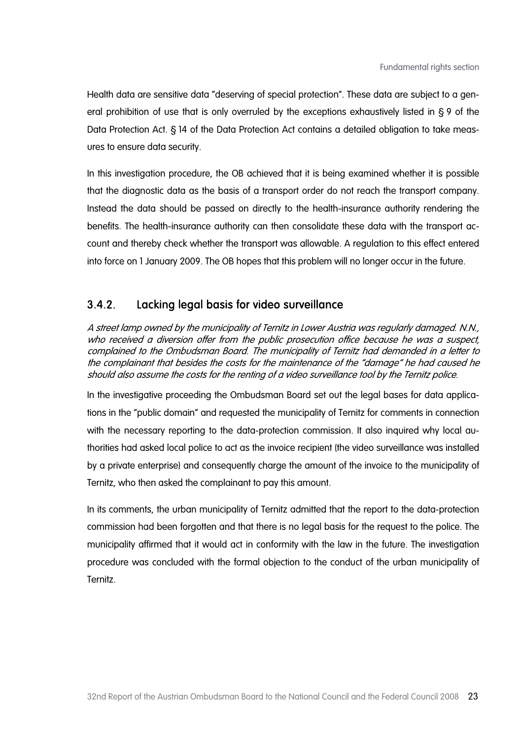Health data are sensitive data "deserving of special protection". These data are subject to a general prohibition of use that is only overruled by the exceptions exhaustively listed in § 9 of the Data Protection Act. § 14 of the Data Protection Act contains a detailed obligation to take measures to ensure data security.

In this investigation procedure, the OB achieved that it is being examined whether it is possible that the diagnostic data as the basis of a transport order do not reach the transport company. Instead the data should be passed on directly to the health-insurance authority rendering the benefits. The health-insurance authority can then consolidate these data with the transport account and thereby check whether the transport was allowable. A regulation to this effect entered into force on 1 January 2009. The OB hopes that this problem will no longer occur in the future.

### 3.4.2. Lacking legal basis for video surveillance

*A street lamp owned by the municipality of Ternitz in Lower Austria was regularly damaged. N.N., who received a diversion offer from the public prosecution office because he was a suspect, complained to the Ombudsman Board. The municipality of Ternitz had demanded in a letter to the complainant that besides the costs for the maintenance of the "damage" he had caused he should also assume the costs for the renting of a video surveillance tool by the Ternitz police.*

In the investigative proceeding the Ombudsman Board set out the legal bases for data applications in the "public domain" and requested the municipality of Ternitz for comments in connection with the necessary reporting to the data-protection commission. It also inquired why local authorities had asked local police to act as the invoice recipient (the video surveillance was installed by a private enterprise) and consequently charge the amount of the invoice to the municipality of Ternitz, who then asked the complainant to pay this amount.

In its comments, the urban municipality of Ternitz admitted that the report to the data-protection commission had been forgotten and that there is no legal basis for the request to the police. The municipality affirmed that it would act in conformity with the law in the future. The investigation procedure was concluded with the formal objection to the conduct of the urban municipality of Ternitz.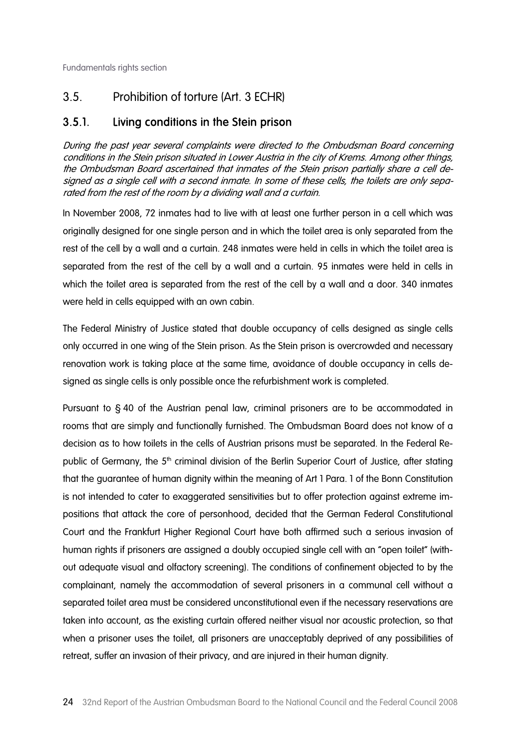## 3.5. Prohibition of torture (Art. 3 ECHR)

### 3.5.1. Living conditions in the Stein prison

*During the past year several complaints were directed to the Ombudsman Board concerning conditions in the Stein prison situated in Lower Austria in the city of Krems. Among other things, the Ombudsman Board ascertained that inmates of the Stein prison partially share a cell designed as a single cell with a second inmate. In some of these cells, the toilets are only separated from the rest of the room by a dividing wall and a curtain.*

In November 2008, 72 inmates had to live with at least one further person in a cell which was originally designed for one single person and in which the toilet area is only separated from the rest of the cell by a wall and a curtain. 248 inmates were held in cells in which the toilet area is separated from the rest of the cell by a wall and a curtain. 95 inmates were held in cells in which the toilet area is separated from the rest of the cell by a wall and a door. 340 inmates were held in cells equipped with an own cabin.

The Federal Ministry of Justice stated that double occupancy of cells designed as single cells only occurred in one wing of the Stein prison. As the Stein prison is overcrowded and necessary renovation work is taking place at the same time, avoidance of double occupancy in cells designed as single cells is only possible once the refurbishment work is completed.

Pursuant to § 40 of the Austrian penal law, criminal prisoners are to be accommodated in rooms that are simply and functionally furnished. The Ombudsman Board does not know of a decision as to how toilets in the cells of Austrian prisons must be separated. In the Federal Republic of Germany, the 5th criminal division of the Berlin Superior Court of Justice, after stating that the guarantee of human dignity within the meaning of Art 1 Para. 1 of the Bonn Constitution is not intended to cater to exaggerated sensitivities but to offer protection against extreme impositions that attack the core of personhood, decided that the German Federal Constitutional Court and the Frankfurt Higher Regional Court have both affirmed such a serious invasion of human rights if prisoners are assigned a doubly occupied single cell with an "open toilet" (without adequate visual and olfactory screening). The conditions of confinement objected to by the complainant, namely the accommodation of several prisoners in a communal cell without a separated toilet area must be considered unconstitutional even if the necessary reservations are taken into account, as the existing curtain offered neither visual nor acoustic protection, so that when a prisoner uses the toilet, all prisoners are unacceptably deprived of any possibilities of retreat, suffer an invasion of their privacy, and are injured in their human dignity.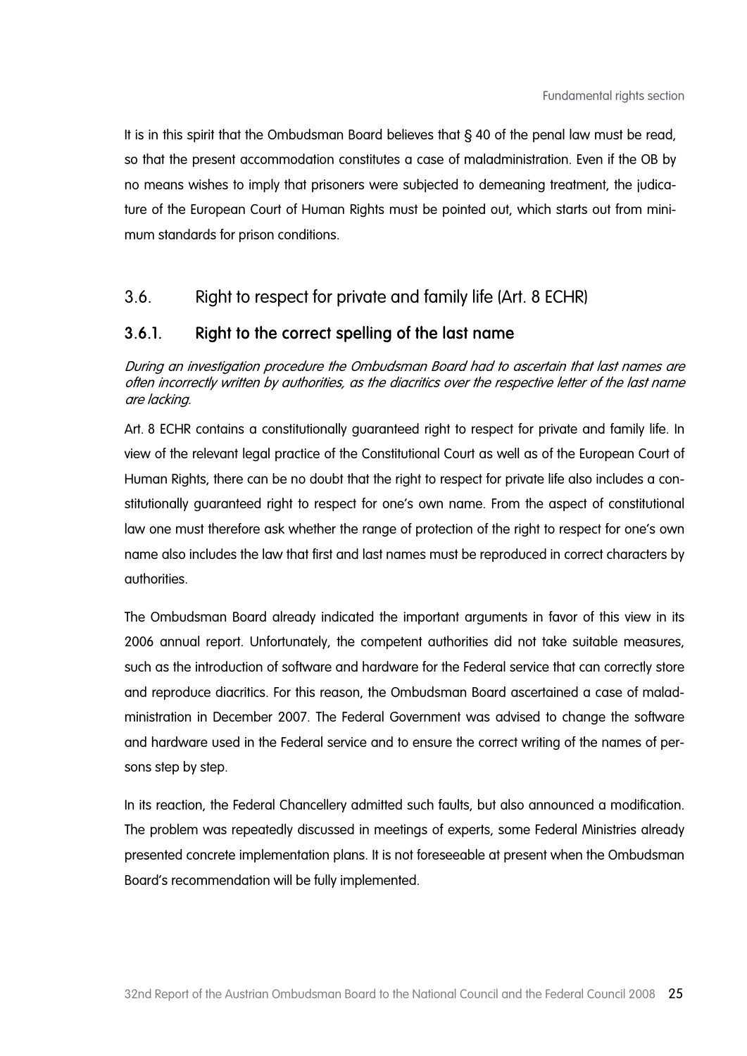It is in this spirit that the Ombudsman Board believes that § 40 of the penal law must be read, so that the present accommodation constitutes a case of maladministration. Even if the OB by no means wishes to imply that prisoners were subjected to demeaning treatment, the judicature of the European Court of Human Rights must be pointed out, which starts out from minimum standards for prison conditions.

## 3.6. Right to respect for private and family life (Art. 8 ECHR)

### 3.6.1. Right to the correct spelling of the last name

*During an investigation procedure the Ombudsman Board had to ascertain that last names are often incorrectly written by authorities, as the diacritics over the respective letter of the last name are lacking.*

Art. 8 ECHR contains a constitutionally guaranteed right to respect for private and family life. In view of the relevant legal practice of the Constitutional Court as well as of the European Court of Human Rights, there can be no doubt that the right to respect for private life also includes a constitutionally guaranteed right to respect for one's own name. From the aspect of constitutional law one must therefore ask whether the range of protection of the right to respect for one's own name also includes the law that first and last names must be reproduced in correct characters by authorities.

The Ombudsman Board already indicated the important arguments in favor of this view in its 2006 annual report. Unfortunately, the competent authorities did not take suitable measures, such as the introduction of software and hardware for the Federal service that can correctly store and reproduce diacritics. For this reason, the Ombudsman Board ascertained a case of maladministration in December 2007. The Federal Government was advised to change the software and hardware used in the Federal service and to ensure the correct writing of the names of persons step by step.

In its reaction, the Federal Chancellery admitted such faults, but also announced a modification. The problem was repeatedly discussed in meetings of experts, some Federal Ministries already presented concrete implementation plans. It is not foreseeable at present when the Ombudsman Board's recommendation will be fully implemented.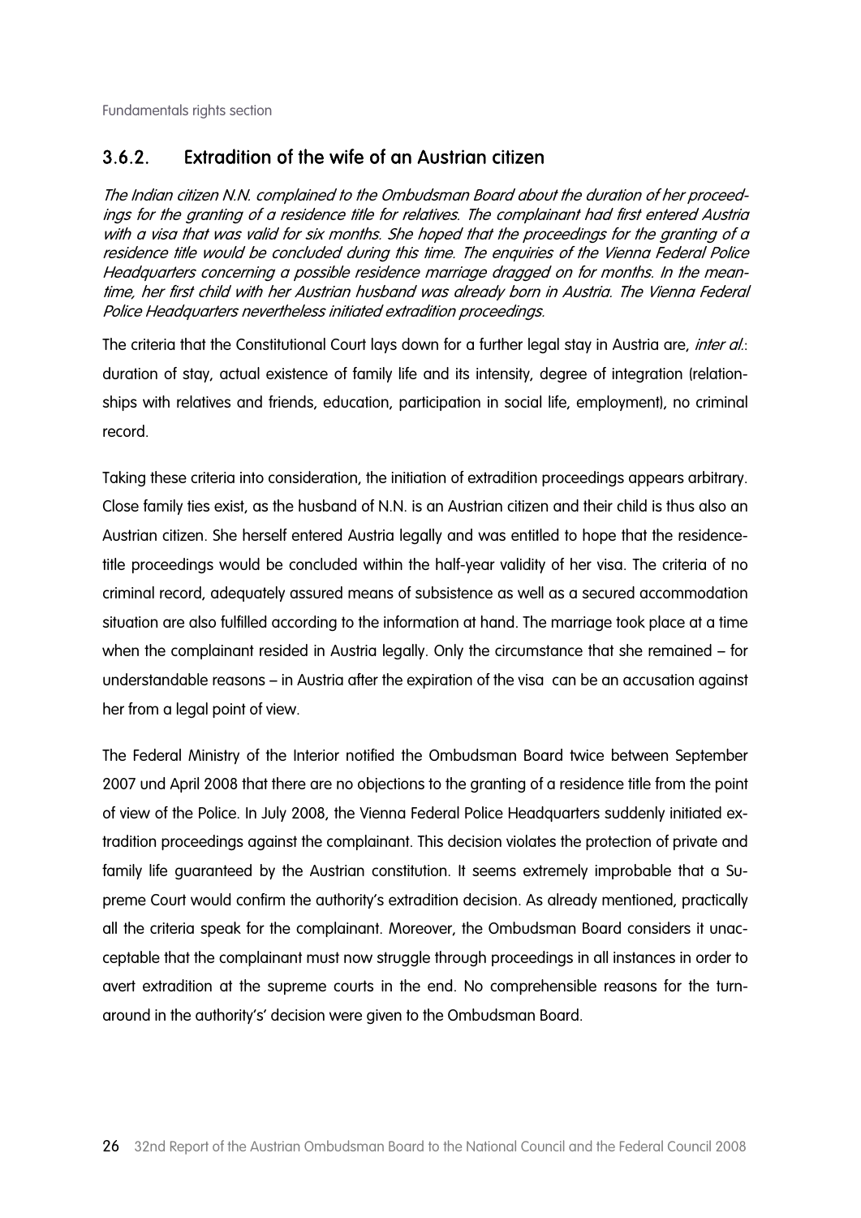### 3.6.2. Extradition of the wife of an Austrian citizen

*The Indian citizen N.N. complained to the Ombudsman Board about the duration of her proceedings for the granting of a residence title for relatives. The complainant had first entered Austria with a visa that was valid for six months. She hoped that the proceedings for the granting of a residence title would be concluded during this time. The enquiries of the Vienna Federal Police Headquarters concerning a possible residence marriage dragged on for months. In the meantime, her first child with her Austrian husband was already born in Austria. The Vienna Federal Police Headquarters nevertheless initiated extradition proceedings.*

The criteria that the Constitutional Court lays down for a further legal stay in Austria are, *inter al.*: duration of stay, actual existence of family life and its intensity, degree of integration (relationships with relatives and friends, education, participation in social life, employment), no criminal record.

Taking these criteria into consideration, the initiation of extradition proceedings appears arbitrary. Close family ties exist, as the husband of N.N. is an Austrian citizen and their child is thus also an Austrian citizen. She herself entered Austria legally and was entitled to hope that the residence-title proceedings would be concluded within the half-year validity of her visa. The criteria of no criminal record, adequately assured means of subsistence as well as a secured accommodation situation are also fulfilled according to the information at hand. The marriage took place at a time when the complainant resided in Austria legally. Only the circumstance that she remained – for understandable reasons – in Austria after the expiration of the visa can be an accusation against her from a legal point of view.

The Federal Ministry of the Interior notified the Ombudsman Board twice between September 2007 und April 2008 that there are no objections to the granting of a residence title from the point of view of the Police. In July 2008, the Vienna Federal Police Headquarters suddenly initiated extradition proceedings against the complainant. This decision violates the protection of private and family life guaranteed by the Austrian constitution. It seems extremely improbable that a Supreme Court would confirm the authority's extradition decision. As already mentioned, practically all the criteria speak for the complainant. Moreover, the Ombudsman Board considers it unacceptable that the complainant must now struggle through proceedings in all instances in order to avert extradition at the supreme courts in the end. No comprehensible reasons for the turnaround in the authority's' decision were given to the Ombudsman Board.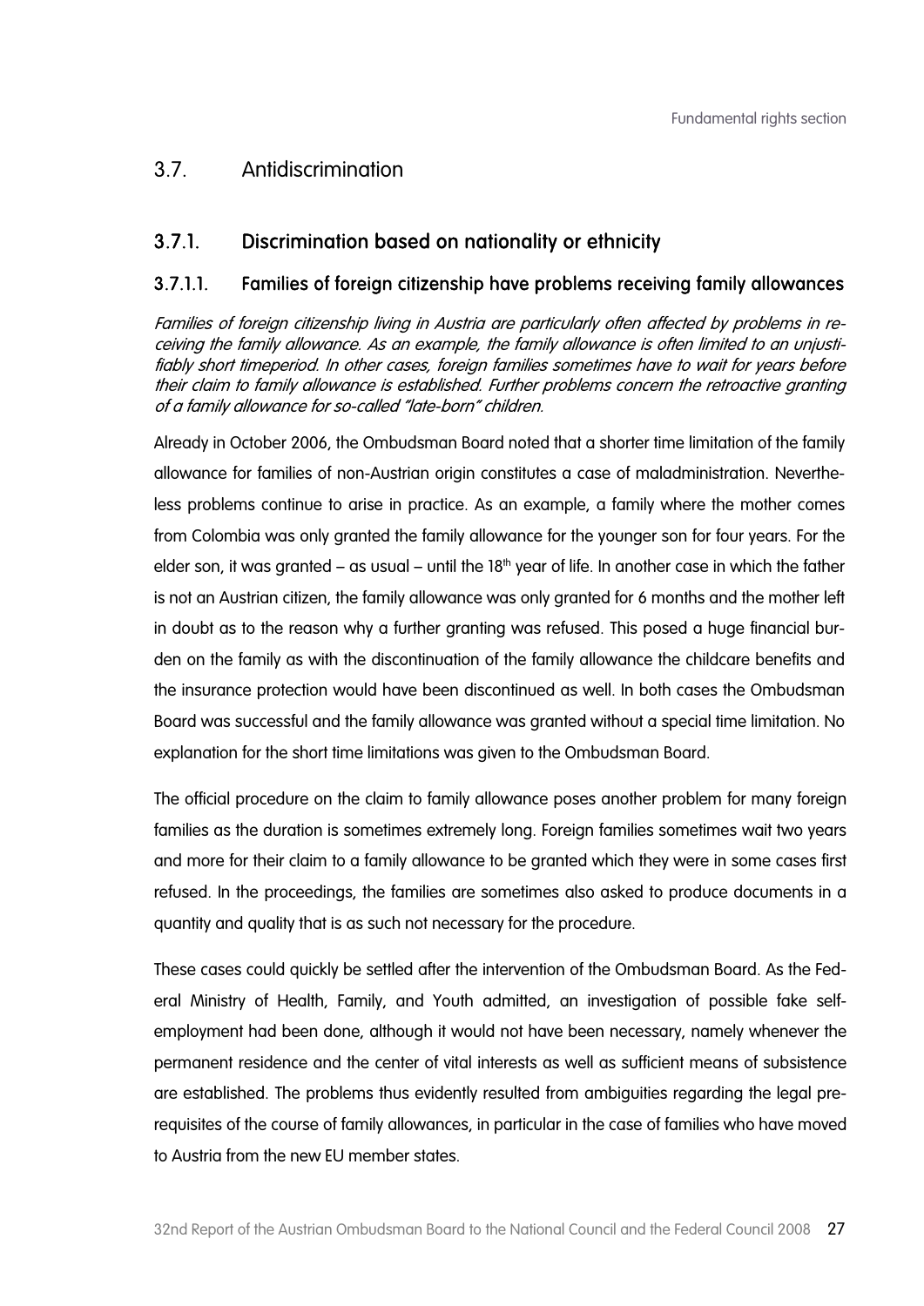## 3.7. Antidiscrimination

### 3.7.1. Discrimination based on nationality or ethnicity

#### 3.7.1.1. Families of foreign citizenship have problems receiving family allowances

*Families of foreign citizenship living in Austria are particularly often affected by problems in receiving the family allowance. As an example, the family allowance is often limited to an unjustifiably short timeperiod. In other cases, foreign families sometimes have to wait for years before their claim to family allowance is established. Further problems concern the retroactive granting of a family allowance for so-called "late-born" children.*

Already in October 2006, the Ombudsman Board noted that a shorter time limitation of the family allowance for families of non-Austrian origin constitutes a case of maladministration. Nevertheless problems continue to arise in practice. As an example, a family where the mother comes from Colombia was only granted the family allowance for the younger son for four years. For the elder son, it was granted – as usual – until the 18th year of life. In another case in which the father is not an Austrian citizen, the family allowance was only granted for 6 months and the mother left in doubt as to the reason why a further granting was refused. This posed a huge financial burden on the family as with the discontinuation of the family allowance the childcare benefits and the insurance protection would have been discontinued as well. In both cases the Ombudsman Board was successful and the family allowance was granted without a special time limitation. No explanation for the short time limitations was given to the Ombudsman Board.

The official procedure on the claim to family allowance poses another problem for many foreign families as the duration is sometimes extremely long. Foreign families sometimes wait two years and more for their claim to a family allowance to be granted which they were in some cases first refused. In the proceedings, the families are sometimes also asked to produce documents in a quantity and quality that is as such not necessary for the procedure.

These cases could quickly be settled after the intervention of the Ombudsman Board. As the Federal Ministry of Health, Family, and Youth admitted, an investigation of possible fake self-employment had been done, although it would not have been necessary, namely whenever the permanent residence and the center of vital interests as well as sufficient means of subsistence are established. The problems thus evidently resulted from ambiguities regarding the legal prerequisites of the course of family allowances, in particular in the case of families who have moved to Austria from the new EU member states.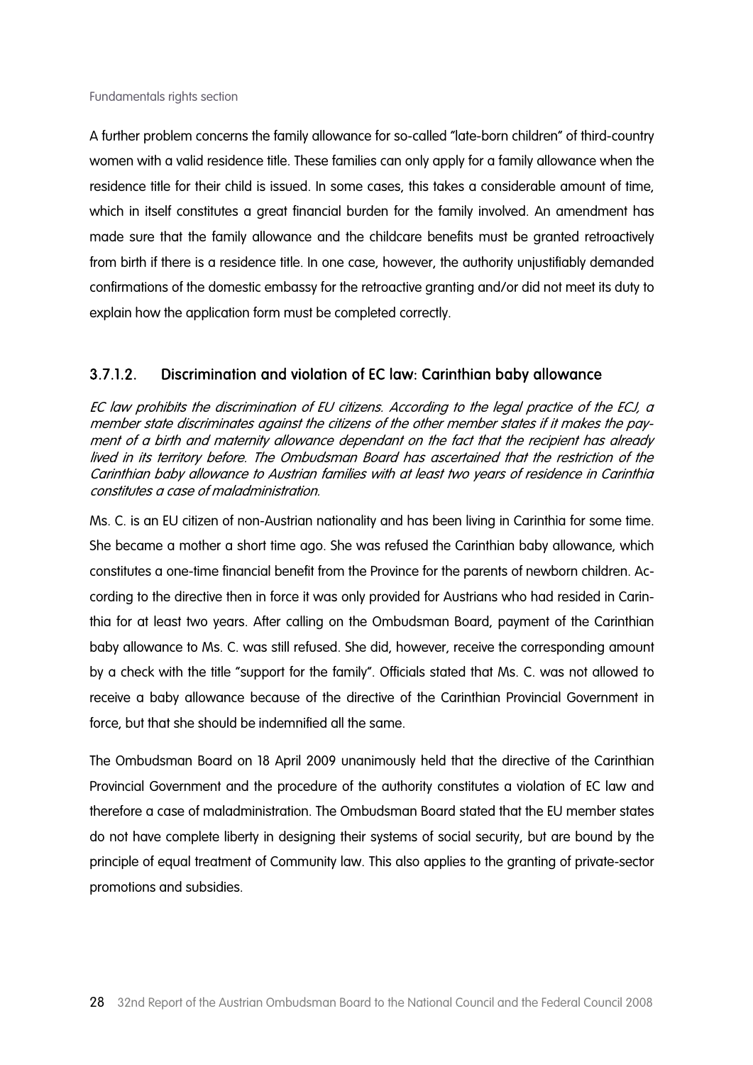A further problem concerns the family allowance for so-called "late-born children" of third-country women with a valid residence title. These families can only apply for a family allowance when the residence title for their child is issued. In some cases, this takes a considerable amount of time, which in itself constitutes a great financial burden for the family involved. An amendment has made sure that the family allowance and the childcare benefits must be granted retroactively from birth if there is a residence title. In one case, however, the authority unjustifiably demanded confirmations of the domestic embassy for the retroactive granting and/or did not meet its duty to explain how the application form must be completed correctly.

### 3.7.1.2. Discrimination and violation of EC law: Carinthian baby allowance

*EC law prohibits the discrimination of EU citizens. According to the legal practice of the ECJ, a member state discriminates against the citizens of the other member states if it makes the payment of a birth and maternity allowance dependant on the fact that the recipient has already lived in its territory before. The Ombudsman Board has ascertained that the restriction of the Carinthian baby allowance to Austrian families with at least two years of residence in Carinthia constitutes a case of maladministration.*

Ms. C. is an EU citizen of non-Austrian nationality and has been living in Carinthia for some time. She became a mother a short time ago. She was refused the Carinthian baby allowance, which constitutes a one-time financial benefit from the Province for the parents of newborn children. According to the directive then in force it was only provided for Austrians who had resided in Carinthia for at least two years. After calling on the Ombudsman Board, payment of the Carinthian baby allowance to Ms. C. was still refused. She did, however, receive the corresponding amount by a check with the title "support for the family". Officials stated that Ms. C. was not allowed to receive a baby allowance because of the directive of the Carinthian Provincial Government in force, but that she should be indemnified all the same.

The Ombudsman Board on 18 April 2009 unanimously held that the directive of the Carinthian Provincial Government and the procedure of the authority constitutes a violation of EC law and therefore a case of maladministration. The Ombudsman Board stated that the EU member states do not have complete liberty in designing their systems of social security, but are bound by the principle of equal treatment of Community law. This also applies to the granting of private-sector promotions and subsidies.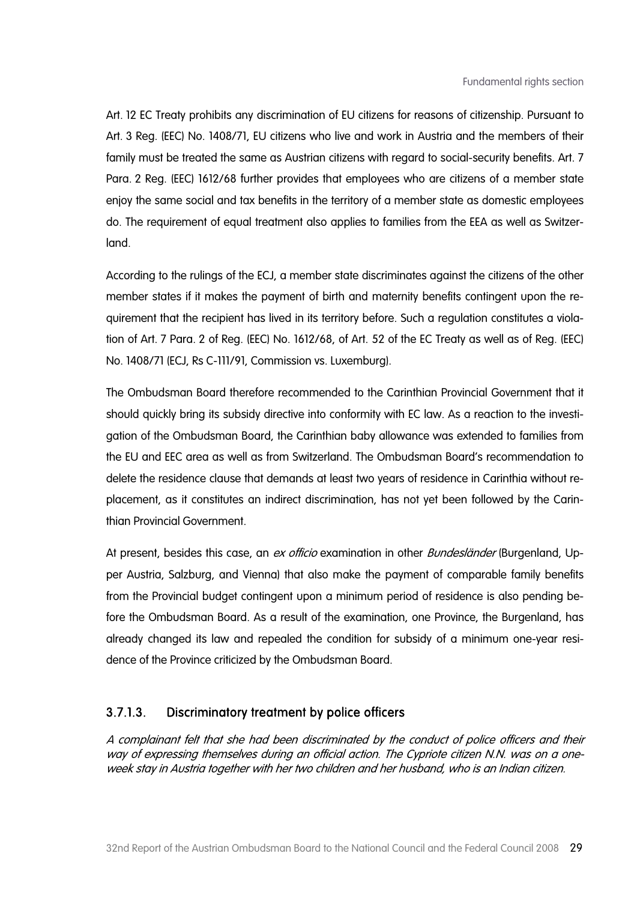Art. 12 EC Treaty prohibits any discrimination of EU citizens for reasons of citizenship. Pursuant to Art. 3 Reg. (EEC) No. 1408/71, EU citizens who live and work in Austria and the members of their family must be treated the same as Austrian citizens with regard to social-security benefits. Art. 7 Para. 2 Reg. (EEC) 1612/68 further provides that employees who are citizens of a member state enjoy the same social and tax benefits in the territory of a member state as domestic employees do. The requirement of equal treatment also applies to families from the EEA as well as Switzerland.

According to the rulings of the ECJ, a member state discriminates against the citizens of the other member states if it makes the payment of birth and maternity benefits contingent upon the requirement that the recipient has lived in its territory before. Such a regulation constitutes a violation of Art. 7 Para. 2 of Reg. (EEC) No. 1612/68, of Art. 52 of the EC Treaty as well as of Reg. (EEC) No. 1408/71 (ECJ, Rs C-111/91, Commission vs. Luxemburg).

The Ombudsman Board therefore recommended to the Carinthian Provincial Government that it should quickly bring its subsidy directive into conformity with EC law. As a reaction to the investigation of the Ombudsman Board, the Carinthian baby allowance was extended to families from the EU and EEC area as well as from Switzerland. The Ombudsman Board's recommendation to delete the residence clause that demands at least two years of residence in Carinthia without replacement, as it constitutes an indirect discrimination, has not yet been followed by the Carinthian Provincial Government.

At present, besides this case, an *ex officio* examination in other *Bundesländer* (Burgenland, Upper Austria, Salzburg, and Vienna) that also make the payment of comparable family benefits from the Provincial budget contingent upon a minimum period of residence is also pending before the Ombudsman Board. As a result of the examination, one Province, the Burgenland, has already changed its law and repealed the condition for subsidy of a minimum one-year residence of the Province criticized by the Ombudsman Board.

### 3.7.1.3. Discriminatory treatment by police officers

*A complainant felt that she had been discriminated by the conduct of police officers and their way of expressing themselves during an official action. The Cypriote citizen N.N. was on a one-week stay in Austria together with her two children and her husband, who is an Indian citizen.*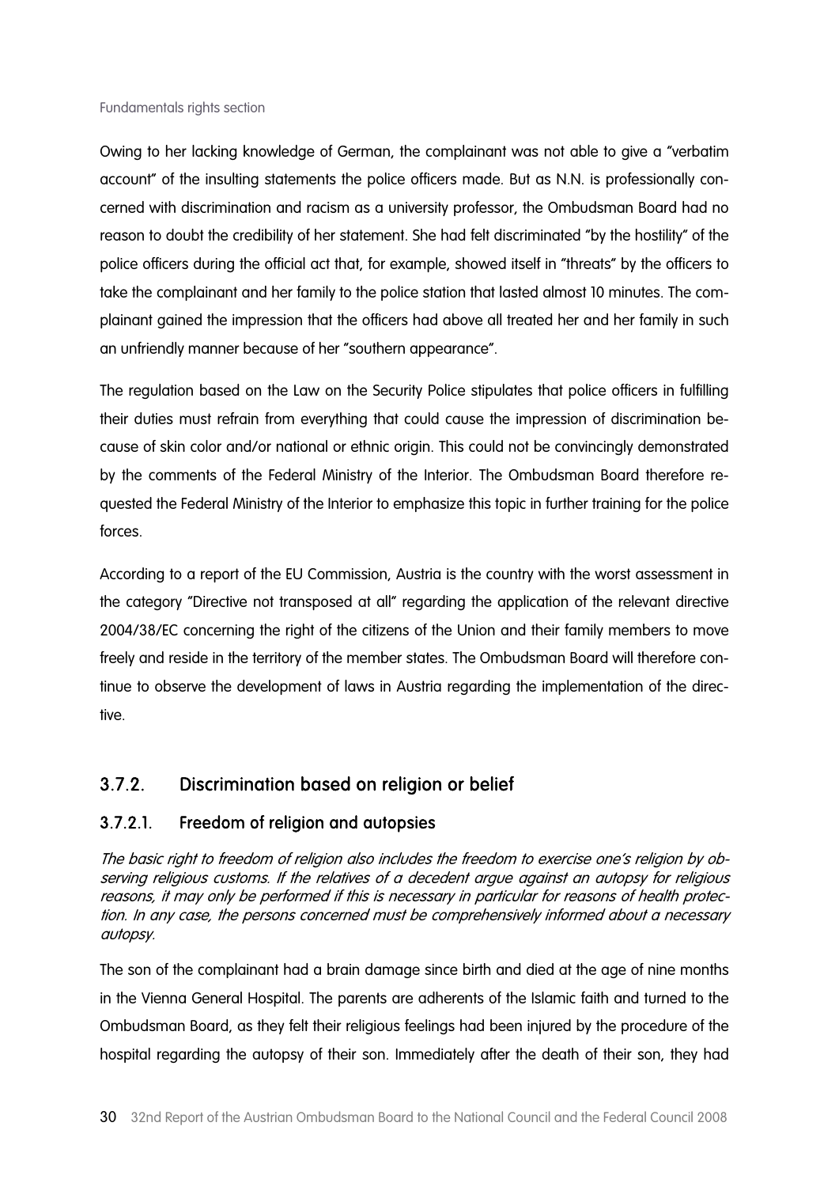Owing to her lacking knowledge of German, the complainant was not able to give a "verbatim account" of the insulting statements the police officers made. But as N.N. is professionally concerned with discrimination and racism as a university professor, the Ombudsman Board had no reason to doubt the credibility of her statement. She had felt discriminated "by the hostility" of the police officers during the official act that, for example, showed itself in "threats" by the officers to take the complainant and her family to the police station that lasted almost 10 minutes. The complainant gained the impression that the officers had above all treated her and her family in such an unfriendly manner because of her "southern appearance".

The regulation based on the Law on the Security Police stipulates that police officers in fulfilling their duties must refrain from everything that could cause the impression of discrimination because of skin color and/or national or ethnic origin. This could not be convincingly demonstrated by the comments of the Federal Ministry of the Interior. The Ombudsman Board therefore requested the Federal Ministry of the Interior to emphasize this topic in further training for the police forces.

According to a report of the EU Commission, Austria is the country with the worst assessment in the category "Directive not transposed at all" regarding the application of the relevant directive 2004/38/EC concerning the right of the citizens of the Union and their family members to move freely and reside in the territory of the member states. The Ombudsman Board will therefore continue to observe the development of laws in Austria regarding the implementation of the directive.

## 3.7.2. Discrimination based on religion or belief

### 3.7.2.1. Freedom of religion and autopsies

*The basic right to freedom of religion also includes the freedom to exercise one's religion by observing religious customs. If the relatives of a decedent argue against an autopsy for religious reasons, it may only be performed if this is necessary in particular for reasons of health protection. In any case, the persons concerned must be comprehensively informed about a necessary autopsy.*

The son of the complainant had a brain damage since birth and died at the age of nine months in the Vienna General Hospital. The parents are adherents of the Islamic faith and turned to the Ombudsman Board, as they felt their religious feelings had been injured by the procedure of the hospital regarding the autopsy of their son. Immediately after the death of their son, they had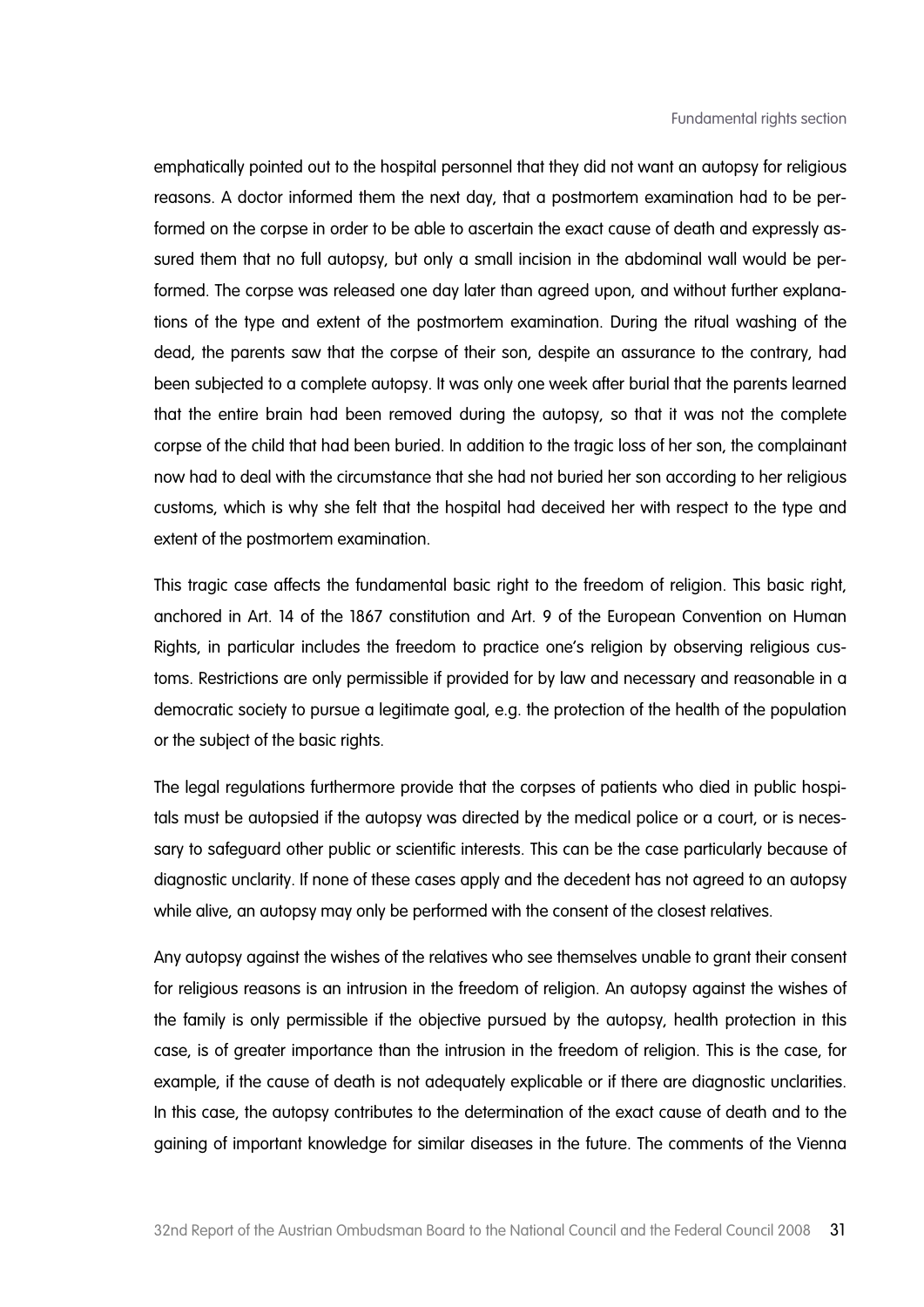emphatically pointed out to the hospital personnel that they did not want an autopsy for religious reasons. A doctor informed them the next day, that a postmortem examination had to be performed on the corpse in order to be able to ascertain the exact cause of death and expressly assured them that no full autopsy, but only a small incision in the abdominal wall would be performed. The corpse was released one day later than agreed upon, and without further explanations of the type and extent of the postmortem examination. During the ritual washing of the dead, the parents saw that the corpse of their son, despite an assurance to the contrary, had been subjected to a complete autopsy. It was only one week after burial that the parents learned that the entire brain had been removed during the autopsy, so that it was not the complete corpse of the child that had been buried. In addition to the tragic loss of her son, the complainant now had to deal with the circumstance that she had not buried her son according to her religious customs, which is why she felt that the hospital had deceived her with respect to the type and extent of the postmortem examination.

This tragic case affects the fundamental basic right to the freedom of religion. This basic right, anchored in Art. 14 of the 1867 constitution and Art. 9 of the European Convention on Human Rights, in particular includes the freedom to practice one's religion by observing religious customs. Restrictions are only permissible if provided for by law and necessary and reasonable in a democratic society to pursue a legitimate goal, e.g. the protection of the health of the population or the subject of the basic rights.

The legal regulations furthermore provide that the corpses of patients who died in public hospitals must be autopsied if the autopsy was directed by the medical police or a court, or is necessary to safeguard other public or scientific interests. This can be the case particularly because of diagnostic unclarity. If none of these cases apply and the decedent has not agreed to an autopsy while alive, an autopsy may only be performed with the consent of the closest relatives.

Any autopsy against the wishes of the relatives who see themselves unable to grant their consent for religious reasons is an intrusion in the freedom of religion. An autopsy against the wishes of the family is only permissible if the objective pursued by the autopsy, health protection in this case, is of greater importance than the intrusion in the freedom of religion. This is the case, for example, if the cause of death is not adequately explicable or if there are diagnostic unclarities. In this case, the autopsy contributes to the determination of the exact cause of death and to the gaining of important knowledge for similar diseases in the future. The comments of the Vienna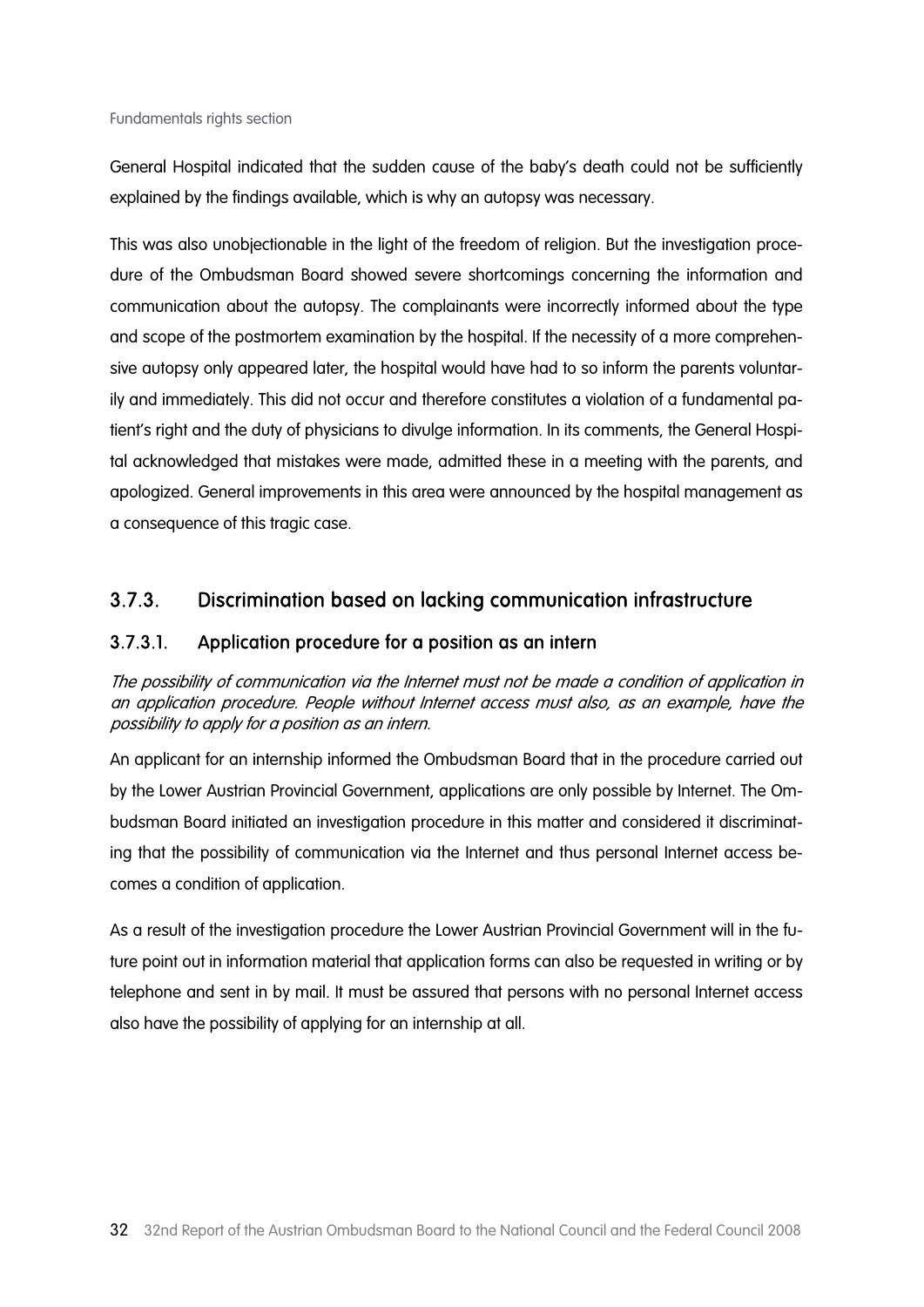General Hospital indicated that the sudden cause of the baby's death could not be sufficiently explained by the findings available, which is why an autopsy was necessary.

This was also unobjectionable in the light of the freedom of religion. But the investigation procedure of the Ombudsman Board showed severe shortcomings concerning the information and communication about the autopsy. The complainants were incorrectly informed about the type and scope of the postmortem examination by the hospital. If the necessity of a more comprehensive autopsy only appeared later, the hospital would have had to so inform the parents voluntarily and immediately. This did not occur and therefore constitutes a violation of a fundamental patient's right and the duty of physicians to divulge information. In its comments, the General Hospital acknowledged that mistakes were made, admitted these in a meeting with the parents, and apologized. General improvements in this area were announced by the hospital management as a consequence of this tragic case.

## 3.7.3. Discrimination based on lacking communication infrastructure

### 3.7.3.1. Application procedure for a position as an intern

*The possibility of communication via the Internet must not be made a condition of application in an application procedure. People without Internet access must also, as an example, have the possibility to apply for a position as an intern.*

An applicant for an internship informed the Ombudsman Board that in the procedure carried out by the Lower Austrian Provincial Government, applications are only possible by Internet. The Ombudsman Board initiated an investigation procedure in this matter and considered it discriminating that the possibility of communication via the Internet and thus personal Internet access becomes a condition of application.

As a result of the investigation procedure the Lower Austrian Provincial Government will in the future point out in information material that application forms can also be requested in writing or by telephone and sent in by mail. It must be assured that persons with no personal Internet access also have the possibility of applying for an internship at all.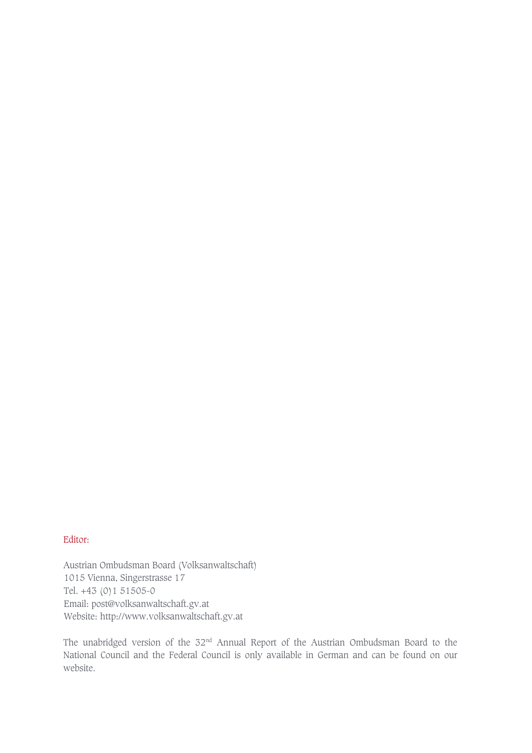Editor:

Austrian Ombudsman Board (Volksanwaltschaft)
1015 Vienna, Singerstrasse 17
Tel. +43 (0)1 51505-0
Email: post@volksanwaltschaft.gv.at
Website: http://www.volksanwaltschaft.gv.at

The unabridged version of the 32nd Annual Report of the Austrian Ombudsman Board to the National Council and the Federal Council is only available in German and can be found on our website.